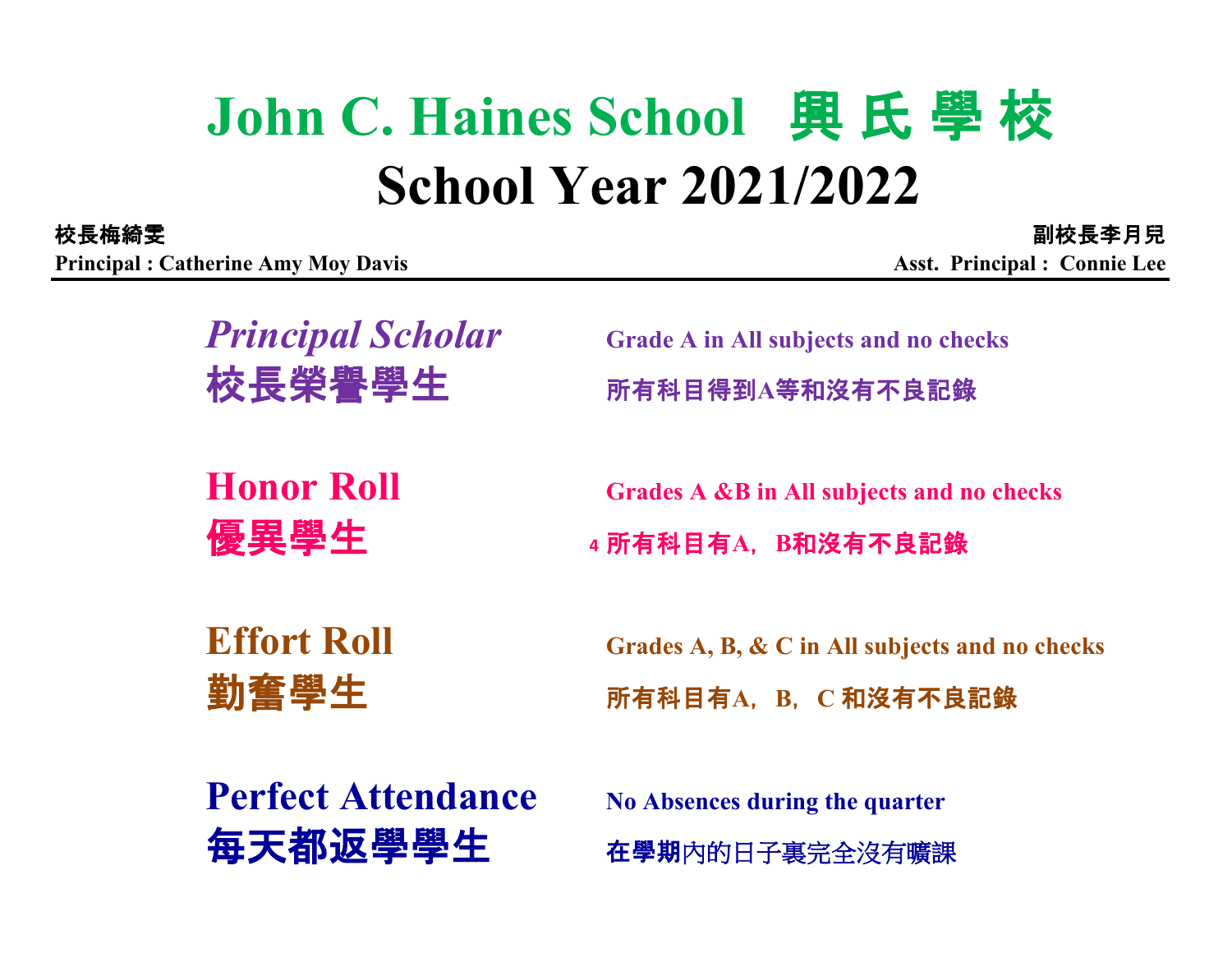# John C. Haines School 興 氏 學 校

# School Year 2021/2022

**校長梅綺雯**
**Principal : Catherine Amy Moy Davis**

**副校長李月兒**
**Asst. Principal : Connie Lee**

---

***Principal Scholar***
**校長榮譽學生**

**Grade A in All subjects and no checks**
**所有科目得到A等和沒有不良記錄**

**Honor Roll**
**優異學生**

**Grades A &B in All subjects and no checks**
**4 所有科目有A，B和沒有不良記錄**

**Effort Roll**
**勤奮學生**

**Grades A, B, & C in All subjects and no checks**
**所有科目有A，B，C 和沒有不良記錄**

**Perfect Attendance**
**每天都返學學生**

**No Absences during the quarter**
**在學期**內的日子裏完全沒有曠課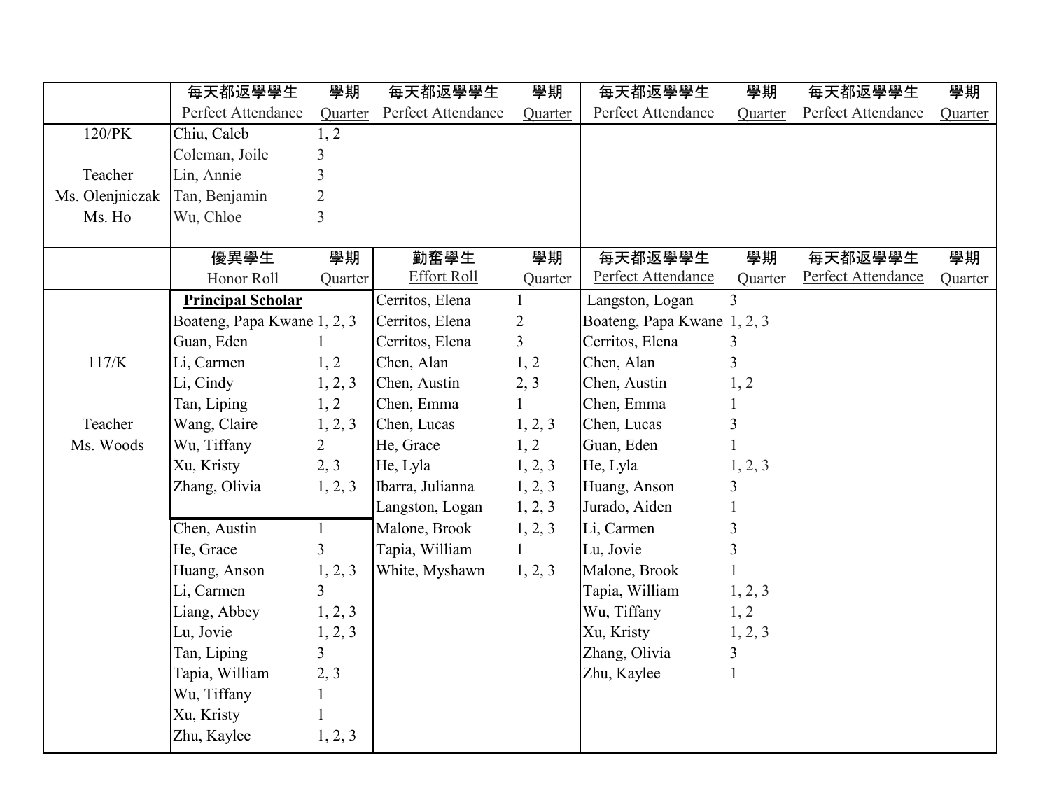| | 每天都返學學生 Perfect Attendance | 學期 Quarter | 每天都返學學生 Perfect Attendance | 學期 Quarter | 每天都返學學生 Perfect Attendance | 學期 Quarter | 每天都返學學生 Perfect Attendance | 學期 Quarter |
|---|---|---|---|---|---|---|---|---|
| 120/PK | Chiu, Caleb | 1, 2 | | | | | | |
| | Coleman, Joile | 3 | | | | | | |
| Teacher | Lin, Annie | 3 | | | | | | |
| Ms. Olenjniczak | Tan, Benjamin | 2 | | | | | | |
| Ms. Ho | Wu, Chloe | 3 | | | | | | |

| | 優異學生 Honor Roll | 學期 Quarter | 勤奮學生 Effort Roll | 學期 Quarter | 每天都返學學生 Perfect Attendance | 學期 Quarter | 每天都返學學生 Perfect Attendance | 學期 Quarter |
|---|---|---|---|---|---|---|---|---|
| | **Principal Scholar** | | Cerritos, Elena | 1 | Langston, Logan | 3 | | |
| | Boateng, Papa Kwane | 1, 2, 3 | Cerritos, Elena | 2 | Boateng, Papa Kwane | 1, 2, 3 | | |
| | Guan, Eden | 1 | Cerritos, Elena | 3 | Cerritos, Elena | 3 | | |
| 117/K | Li, Carmen | 1, 2 | Chen, Alan | 1, 2 | Chen, Alan | 3 | | |
| | Li, Cindy | 1, 2, 3 | Chen, Austin | 2, 3 | Chen, Austin | 1, 2 | | |
| | Tan, Liping | 1, 2 | Chen, Emma | 1 | Chen, Emma | 1 | | |
| Teacher | Wang, Claire | 1, 2, 3 | Chen, Lucas | 1, 2, 3 | Chen, Lucas | 3 | | |
| Ms. Woods | Wu, Tiffany | 2 | He, Grace | 1, 2 | Guan, Eden | 1 | | |
| | Xu, Kristy | 2, 3 | He, Lyla | 1, 2, 3 | He, Lyla | 1, 2, 3 | | |
| | Zhang, Olivia | 1, 2, 3 | Ibarra, Julianna | 1, 2, 3 | Huang, Anson | 3 | | |
| | | | Langston, Logan | 1, 2, 3 | Jurado, Aiden | 1 | | |
| | Chen, Austin | 1 | Malone, Brook | 1, 2, 3 | Li, Carmen | 3 | | |
| | He, Grace | 3 | Tapia, William | 1 | Lu, Jovie | 3 | | |
| | Huang, Anson | 1, 2, 3 | White, Myshawn | 1, 2, 3 | Malone, Brook | 1 | | |
| | Li, Carmen | 3 | | | Tapia, William | 1, 2, 3 | | |
| | Liang, Abbey | 1, 2, 3 | | | Wu, Tiffany | 1, 2 | | |
| | Lu, Jovie | 1, 2, 3 | | | Xu, Kristy | 1, 2, 3 | | |
| | Tan, Liping | 3 | | | Zhang, Olivia | 3 | | |
| | Tapia, William | 2, 3 | | | Zhu, Kaylee | 1 | | |
| | Wu, Tiffany | 1 | | | | | | |
| | Xu, Kristy | 1 | | | | | | |
| | Zhu, Kaylee | 1, 2, 3 | | | | | | |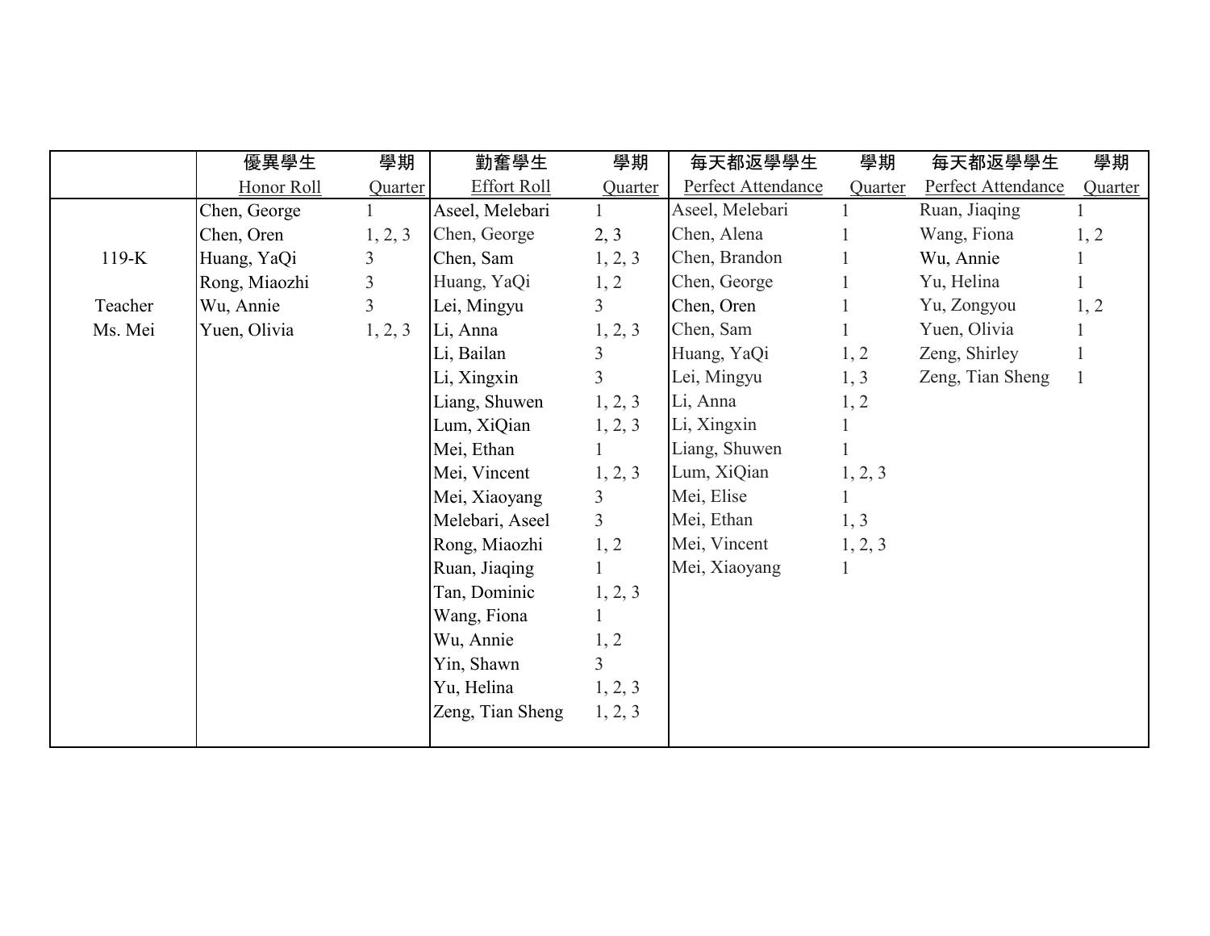| | 優異學生 Honor Roll | 學期 Quarter | 勤奮學生 Effort Roll | 學期 Quarter | 每天都返學學生 Perfect Attendance | 學期 Quarter | 每天都返學學生 Perfect Attendance | 學期 Quarter |
|---|---|---|---|---|---|---|---|---|
| | Chen, George | 1 | Aseel, Melebari | 1 | Aseel, Melebari | 1 | Ruan, Jiaqing | 1 |
| | Chen, Oren | 1, 2, 3 | Chen, George | 2, 3 | Chen, Alena | 1 | Wang, Fiona | 1, 2 |
| 119-K | Huang, YaQi | 3 | Chen, Sam | 1, 2, 3 | Chen, Brandon | 1 | Wu, Annie | 1 |
| | Rong, Miaozhi | 3 | Huang, YaQi | 1, 2 | Chen, George | 1 | Yu, Helina | 1 |
| Teacher | Wu, Annie | 3 | Lei, Mingyu | 3 | Chen, Oren | 1 | Yu, Zongyou | 1, 2 |
| Ms. Mei | Yuen, Olivia | 1, 2, 3 | Li, Anna | 1, 2, 3 | Chen, Sam | 1 | Yuen, Olivia | 1 |
| | | | Li, Bailan | 3 | Huang, YaQi | 1, 2 | Zeng, Shirley | 1 |
| | | | Li, Xingxin | 3 | Lei, Mingyu | 1, 3 | Zeng, Tian Sheng | 1 |
| | | | Liang, Shuwen | 1, 2, 3 | Li, Anna | 1, 2 | | |
| | | | Lum, XiQian | 1, 2, 3 | Li, Xingxin | 1 | | |
| | | | Mei, Ethan | 1 | Liang, Shuwen | 1 | | |
| | | | Mei, Vincent | 1, 2, 3 | Lum, XiQian | 1, 2, 3 | | |
| | | | Mei, Xiaoyang | 3 | Mei, Elise | 1 | | |
| | | | Melebari, Aseel | 3 | Mei, Ethan | 1, 3 | | |
| | | | Rong, Miaozhi | 1, 2 | Mei, Vincent | 1, 2, 3 | | |
| | | | Ruan, Jiaqing | 1 | Mei, Xiaoyang | 1 | | |
| | | | Tan, Dominic | 1, 2, 3 | | | | |
| | | | Wang, Fiona | 1 | | | | |
| | | | Wu, Annie | 1, 2 | | | | |
| | | | Yin, Shawn | 3 | | | | |
| | | | Yu, Helina | 1, 2, 3 | | | | |
| | | | Zeng, Tian Sheng | 1, 2, 3 | | | | |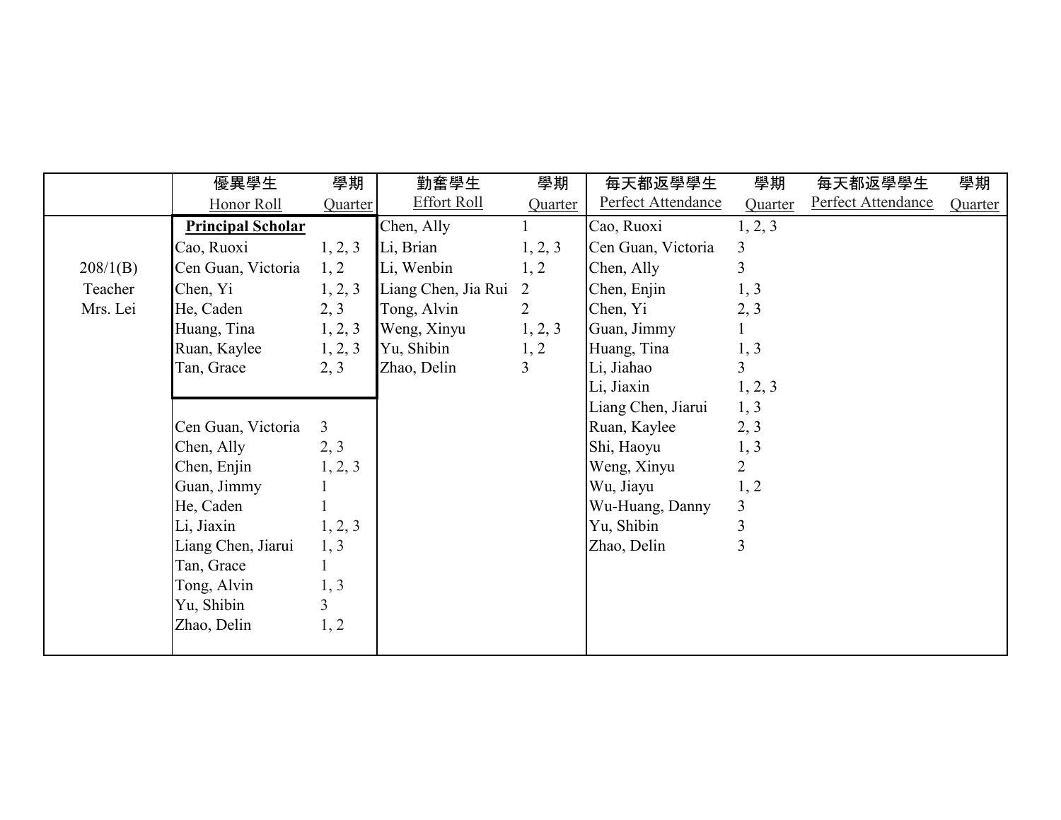| | 優異學生 Honor Roll | 學期 Quarter | 勤奮學生 Effort Roll | 學期 Quarter | 每天都返學學生 Perfect Attendance | 學期 Quarter | 每天都返學學生 Perfect Attendance | 學期 Quarter |
|---|---|---|---|---|---|---|---|---|
| | **Principal Scholar** | | Chen, Ally | 1 | Cao, Ruoxi | 1, 2, 3 | | |
| | Cao, Ruoxi | 1, 2, 3 | Li, Brian | 1, 2, 3 | Cen Guan, Victoria | 3 | | |
| 208/1(B) | Cen Guan, Victoria | 1, 2 | Li, Wenbin | 1, 2 | Chen, Ally | 3 | | |
| Teacher | Chen, Yi | 1, 2, 3 | Liang Chen, Jia Rui | 2 | Chen, Enjin | 1, 3 | | |
| Mrs. Lei | He, Caden | 2, 3 | Tong, Alvin | 2 | Chen, Yi | 2, 3 | | |
| | Huang, Tina | 1, 2, 3 | Weng, Xinyu | 1, 2, 3 | Guan, Jimmy | 1 | | |
| | Ruan, Kaylee | 1, 2, 3 | Yu, Shibin | 1, 2 | Huang, Tina | 1, 3 | | |
| | Tan, Grace | 2, 3 | Zhao, Delin | 3 | Li, Jiahao | 3 | | |
| | | | | | Li, Jiaxin | 1, 2, 3 | | |
| | | | | | Liang Chen, Jiarui | 1, 3 | | |
| | Cen Guan, Victoria | 3 | | | Ruan, Kaylee | 2, 3 | | |
| | Chen, Ally | 2, 3 | | | Shi, Haoyu | 1, 3 | | |
| | Chen, Enjin | 1, 2, 3 | | | Weng, Xinyu | 2 | | |
| | Guan, Jimmy | 1 | | | Wu, Jiayu | 1, 2 | | |
| | He, Caden | 1 | | | Wu-Huang, Danny | 3 | | |
| | Li, Jiaxin | 1, 2, 3 | | | Yu, Shibin | 3 | | |
| | Liang Chen, Jiarui | 1, 3 | | | Zhao, Delin | 3 | | |
| | Tan, Grace | 1 | | | | | | |
| | Tong, Alvin | 1, 3 | | | | | | |
| | Yu, Shibin | 3 | | | | | | |
| | Zhao, Delin | 1, 2 | | | | | | |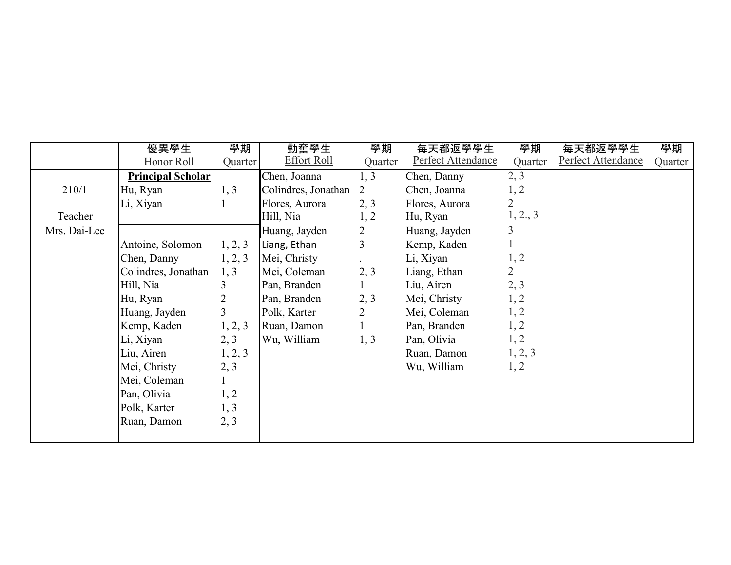| | 優異學生<br>Honor Roll | 學期<br>Quarter | 勤奮學生<br>Effort Roll | 學期<br>Quarter | 每天都返學學生<br>Perfect Attendance | 學期<br>Quarter | 每天都返學學生<br>Perfect Attendance | 學期<br>Quarter |
|---|---|---|---|---|---|---|---|---|
| | **Principal Scholar** | | Chen, Joanna | 1, 3 | Chen, Danny | 2, 3 | | |
| 210/1 | Hu, Ryan | 1, 3 | Colindres, Jonathan | 2 | Chen, Joanna | 1, 2 | | |
| | Li, Xiyan | 1 | Flores, Aurora | 2, 3 | Flores, Aurora | 2 | | |
| Teacher | | | Hill, Nia | 1, 2 | Hu, Ryan | 1, 2., 3 | | |
| Mrs. Dai-Lee | | | Huang, Jayden | 2 | Huang, Jayden | 3 | | |
| | Antoine, Solomon | 1, 2, 3 | Liang, Ethan | 3 | Kemp, Kaden | 1 | | |
| | Chen, Danny | 1, 2, 3 | Mei, Christy | . | Li, Xiyan | 1, 2 | | |
| | Colindres, Jonathan | 1, 3 | Mei, Coleman | 2, 3 | Liang, Ethan | 2 | | |
| | Hill, Nia | 3 | Pan, Branden | 1 | Liu, Airen | 2, 3 | | |
| | Hu, Ryan | 2 | Pan, Branden | 2, 3 | Mei, Christy | 1, 2 | | |
| | Huang, Jayden | 3 | Polk, Karter | 2 | Mei, Coleman | 1, 2 | | |
| | Kemp, Kaden | 1, 2, 3 | Ruan, Damon | 1 | Pan, Branden | 1, 2 | | |
| | Li, Xiyan | 2, 3 | Wu, William | 1, 3 | Pan, Olivia | 1, 2 | | |
| | Liu, Airen | 1, 2, 3 | | | Ruan, Damon | 1, 2, 3 | | |
| | Mei, Christy | 2, 3 | | | Wu, William | 1, 2 | | |
| | Mei, Coleman | 1 | | | | | | |
| | Pan, Olivia | 1, 2 | | | | | | |
| | Polk, Karter | 1, 3 | | | | | | |
| | Ruan, Damon | 2, 3 | | | | | | |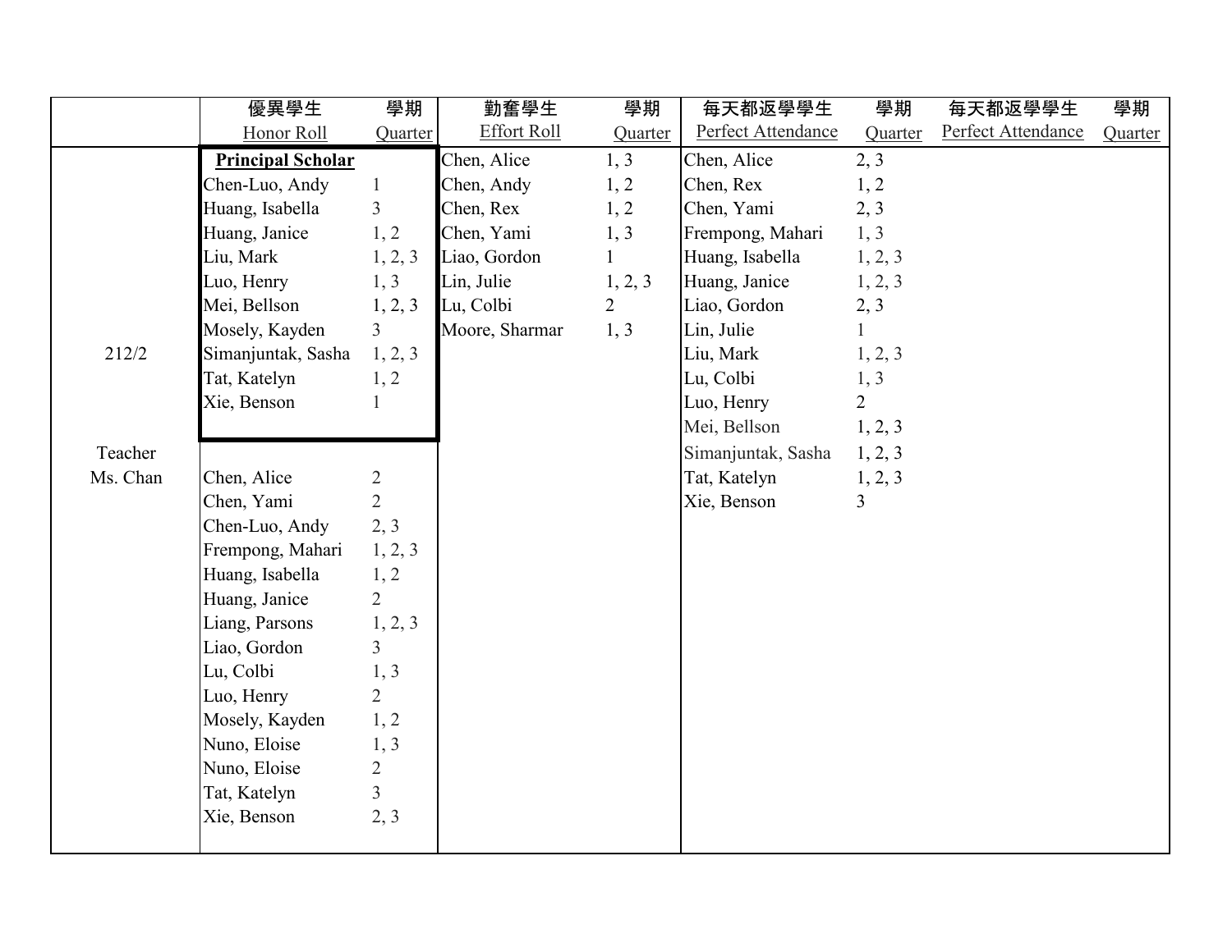| | 優異學生 Honor Roll | 學期 Quarter | 勤奮學生 Effort Roll | 學期 Quarter | 每天都返學學生 Perfect Attendance | 學期 Quarter | 每天都返學學生 Perfect Attendance | 學期 Quarter |
|---|---|---|---|---|---|---|---|---|
| | **Principal Scholar** | | Chen, Alice | 1, 3 | Chen, Alice | 2, 3 | | |
| | Chen-Luo, Andy | 1 | Chen, Andy | 1, 2 | Chen, Rex | 1, 2 | | |
| | Huang, Isabella | 3 | Chen, Rex | 1, 2 | Chen, Yami | 2, 3 | | |
| | Huang, Janice | 1, 2 | Chen, Yami | 1, 3 | Frempong, Mahari | 1, 3 | | |
| | Liu, Mark | 1, 2, 3 | Liao, Gordon | 1 | Huang, Isabella | 1, 2, 3 | | |
| | Luo, Henry | 1, 3 | Lin, Julie | 1, 2, 3 | Huang, Janice | 1, 2, 3 | | |
| | Mei, Bellson | 1, 2, 3 | Lu, Colbi | 2 | Liao, Gordon | 2, 3 | | |
| | Mosely, Kayden | 3 | Moore, Sharmar | 1, 3 | Lin, Julie | 1 | | |
| 212/2 | Simanjuntak, Sasha | 1, 2, 3 | | | Liu, Mark | 1, 2, 3 | | |
| | Tat, Katelyn | 1, 2 | | | Lu, Colbi | 1, 3 | | |
| | Xie, Benson | 1 | | | Luo, Henry | 2 | | |
| | | | | | Mei, Bellson | 1, 2, 3 | | |
| Teacher | | | | | Simanjuntak, Sasha | 1, 2, 3 | | |
| Ms. Chan | Chen, Alice | 2 | | | Tat, Katelyn | 1, 2, 3 | | |
| | Chen, Yami | 2 | | | Xie, Benson | 3 | | |
| | Chen-Luo, Andy | 2, 3 | | | | | | |
| | Frempong, Mahari | 1, 2, 3 | | | | | | |
| | Huang, Isabella | 1, 2 | | | | | | |
| | Huang, Janice | 2 | | | | | | |
| | Liang, Parsons | 1, 2, 3 | | | | | | |
| | Liao, Gordon | 3 | | | | | | |
| | Lu, Colbi | 1, 3 | | | | | | |
| | Luo, Henry | 2 | | | | | | |
| | Mosely, Kayden | 1, 2 | | | | | | |
| | Nuno, Eloise | 1, 3 | | | | | | |
| | Nuno, Eloise | 2 | | | | | | |
| | Tat, Katelyn | 3 | | | | | | |
| | Xie, Benson | 2, 3 | | | | | | |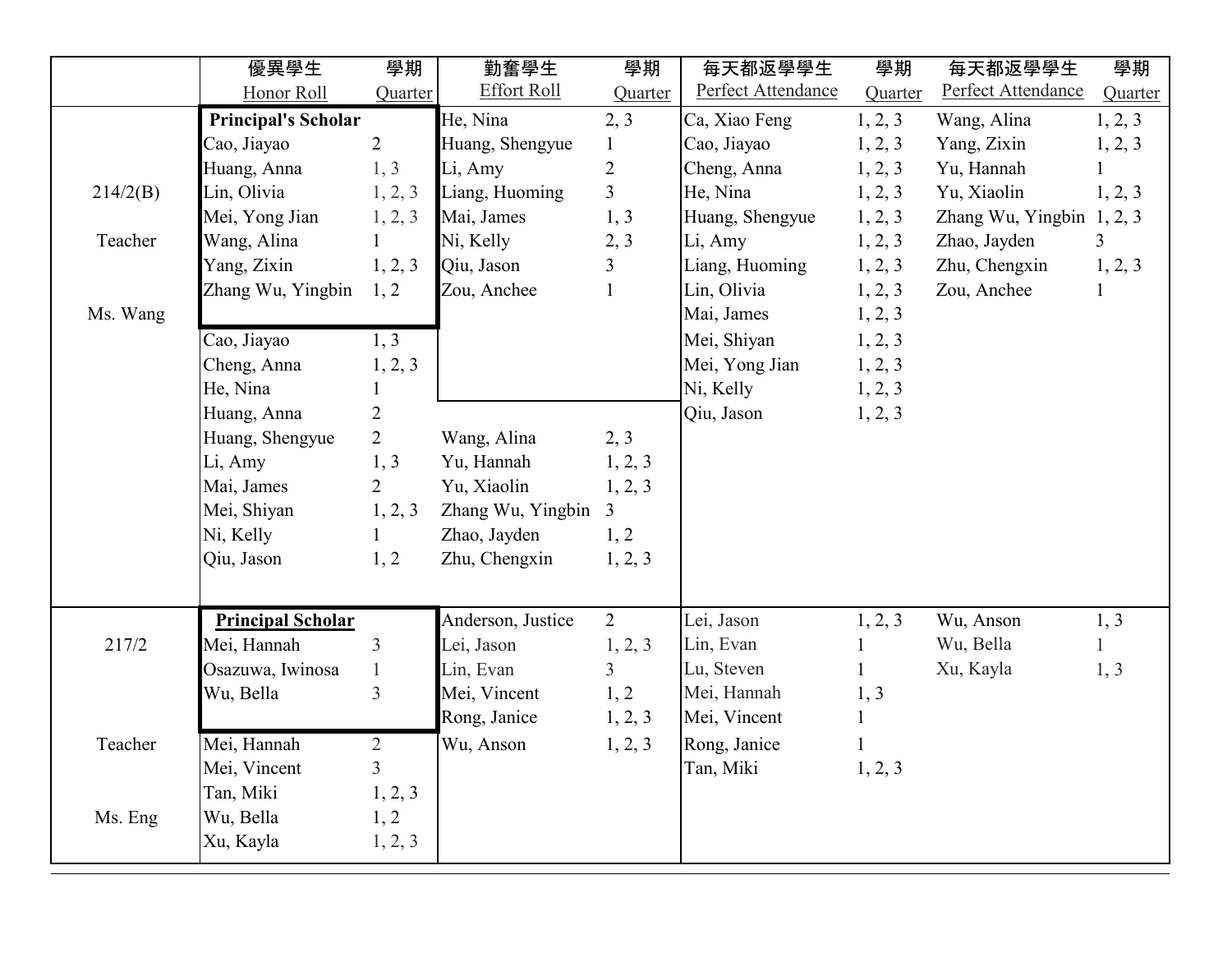| | 優異學生 Honor Roll | 學期 Quarter | 勤奮學生 Effort Roll | 學期 Quarter | 每天都返學學生 Perfect Attendance | 學期 Quarter | 每天都返學學生 Perfect Attendance | 學期 Quarter |
|---|---|---|---|---|---|---|---|---|
| 214/2(B) Teacher Ms. Wang | **Principal's Scholar** | | He, Nina | 2, 3 | Ca, Xiao Feng | 1, 2, 3 | Wang, Alina | 1, 2, 3 |
| | Cao, Jiayao | 2 | Huang, Shengyue | 1 | Cao, Jiayao | 1, 2, 3 | Yang, Zixin | 1, 2, 3 |
| | Huang, Anna | 1, 3 | Li, Amy | 2 | Cheng, Anna | 1, 2, 3 | Yu, Hannah | 1 |
| | Lin, Olivia | 1, 2, 3 | Liang, Huoming | 3 | He, Nina | 1, 2, 3 | Yu, Xiaolin | 1, 2, 3 |
| | Mei, Yong Jian | 1, 2, 3 | Mai, James | 1, 3 | Huang, Shengyue | 1, 2, 3 | Zhang Wu, Yingbin | 1, 2, 3 |
| | Wang, Alina | 1 | Ni, Kelly | 2, 3 | Li, Amy | 1, 2, 3 | Zhao, Jayden | 3 |
| | Yang, Zixin | 1, 2, 3 | Qiu, Jason | 3 | Liang, Huoming | 1, 2, 3 | Zhu, Chengxin | 1, 2, 3 |
| | Zhang Wu, Yingbin | 1, 2 | Zou, Anchee | 1 | Lin, Olivia | 1, 2, 3 | Zou, Anchee | 1 |
| | | | | | Mai, James | 1, 2, 3 | | |
| | Cao, Jiayao | 1, 3 | | | Mei, Shiyan | 1, 2, 3 | | |
| | Cheng, Anna | 1, 2, 3 | | | Mei, Yong Jian | 1, 2, 3 | | |
| | He, Nina | 1 | | | Ni, Kelly | 1, 2, 3 | | |
| | Huang, Anna | 2 | | | Qiu, Jason | 1, 2, 3 | | |
| | Huang, Shengyue | 2 | Wang, Alina | 2, 3 | | | | |
| | Li, Amy | 1, 3 | Yu, Hannah | 1, 2, 3 | | | | |
| | Mai, James | 2 | Yu, Xiaolin | 1, 2, 3 | | | | |
| | Mei, Shiyan | 1, 2, 3 | Zhang Wu, Yingbin | 3 | | | | |
| | Ni, Kelly | 1 | Zhao, Jayden | 1, 2 | | | | |
| | Qiu, Jason | 1, 2 | Zhu, Chengxin | 1, 2, 3 | | | | |
| 217/2 Teacher Ms. Eng | **Principal Scholar** | | Anderson, Justice | 2 | Lei, Jason | 1, 2, 3 | Wu, Anson | 1, 3 |
| | Mei, Hannah | 3 | Lei, Jason | 1, 2, 3 | Lin, Evan | 1 | Wu, Bella | 1 |
| | Osazuwa, Iwinosa | 1 | Lin, Evan | 3 | Lu, Steven | 1 | Xu, Kayla | 1, 3 |
| | Wu, Bella | 3 | Mei, Vincent | 1, 2 | Mei, Hannah | 1, 3 | | |
| | | | Rong, Janice | 1, 2, 3 | Mei, Vincent | 1 | | |
| | Mei, Hannah | 2 | Wu, Anson | 1, 2, 3 | Rong, Janice | 1 | | |
| | Mei, Vincent | 3 | | | Tan, Miki | 1, 2, 3 | | |
| | Tan, Miki | 1, 2, 3 | | | | | | |
| | Wu, Bella | 1, 2 | | | | | | |
| | Xu, Kayla | 1, 2, 3 | | | | | | |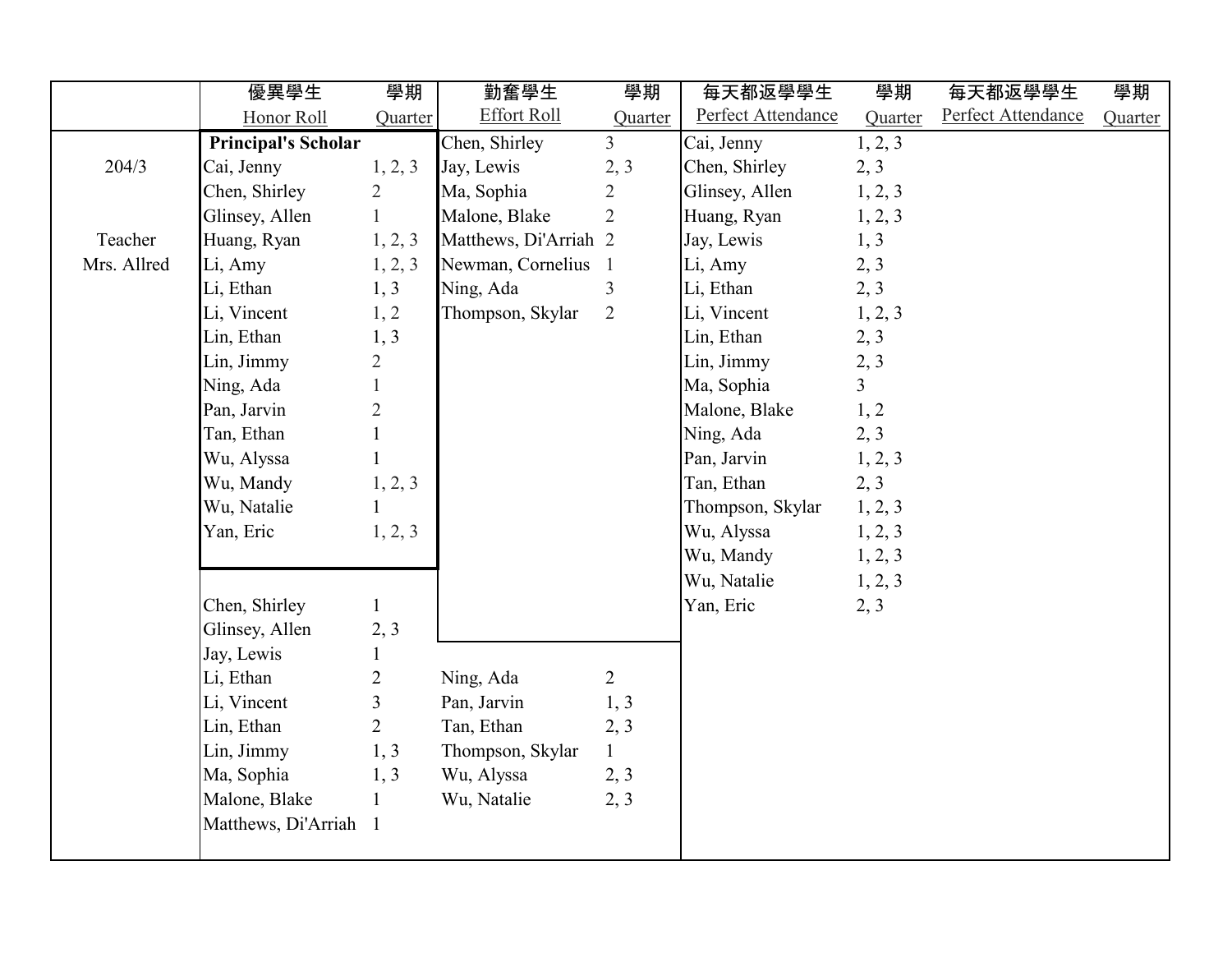| | 優異學生<br>Honor Roll | 學期<br>Quarter | 勤奮學生<br>Effort Roll | 學期<br>Quarter | 每天都返學學生<br>Perfect Attendance | 學期<br>Quarter | 每天都返學學生<br>Perfect Attendance | 學期<br>Quarter |
|---|---|---|---|---|---|---|---|---|
| | **Principal's Scholar** | | Chen, Shirley | 3 | Cai, Jenny | 1, 2, 3 | | |
| 204/3 | Cai, Jenny | 1, 2, 3 | Jay, Lewis | 2, 3 | Chen, Shirley | 2, 3 | | |
| | Chen, Shirley | 2 | Ma, Sophia | 2 | Glinsey, Allen | 1, 2, 3 | | |
| | Glinsey, Allen | 1 | Malone, Blake | 2 | Huang, Ryan | 1, 2, 3 | | |
| Teacher | Huang, Ryan | 1, 2, 3 | Matthews, Di'Arriah | 2 | Jay, Lewis | 1, 3 | | |
| Mrs. Allred | Li, Amy | 1, 2, 3 | Newman, Cornelius | 1 | Li, Amy | 2, 3 | | |
| | Li, Ethan | 1, 3 | Ning, Ada | 3 | Li, Ethan | 2, 3 | | |
| | Li, Vincent | 1, 2 | Thompson, Skylar | 2 | Li, Vincent | 1, 2, 3 | | |
| | Lin, Ethan | 1, 3 | | | Lin, Ethan | 2, 3 | | |
| | Lin, Jimmy | 2 | | | Lin, Jimmy | 2, 3 | | |
| | Ning, Ada | 1 | | | Ma, Sophia | 3 | | |
| | Pan, Jarvin | 2 | | | Malone, Blake | 1, 2 | | |
| | Tan, Ethan | 1 | | | Ning, Ada | 2, 3 | | |
| | Wu, Alyssa | 1 | | | Pan, Jarvin | 1, 2, 3 | | |
| | Wu, Mandy | 1, 2, 3 | | | Tan, Ethan | 2, 3 | | |
| | Wu, Natalie | 1 | | | Thompson, Skylar | 1, 2, 3 | | |
| | Yan, Eric | 1, 2, 3 | | | Wu, Alyssa | 1, 2, 3 | | |
| | | | | | Wu, Mandy | 1, 2, 3 | | |
| | | | | | Wu, Natalie | 1, 2, 3 | | |
| | Chen, Shirley | 1 | | | Yan, Eric | 2, 3 | | |
| | Glinsey, Allen | 2, 3 | | | | | | |
| | Jay, Lewis | 1 | | | | | | |
| | Li, Ethan | 2 | Ning, Ada | 2 | | | | |
| | Li, Vincent | 3 | Pan, Jarvin | 1, 3 | | | | |
| | Lin, Ethan | 2 | Tan, Ethan | 2, 3 | | | | |
| | Lin, Jimmy | 1, 3 | Thompson, Skylar | 1 | | | | |
| | Ma, Sophia | 1, 3 | Wu, Alyssa | 2, 3 | | | | |
| | Malone, Blake | 1 | Wu, Natalie | 2, 3 | | | | |
| | Matthews, Di'Arriah | 1 | | | | | | |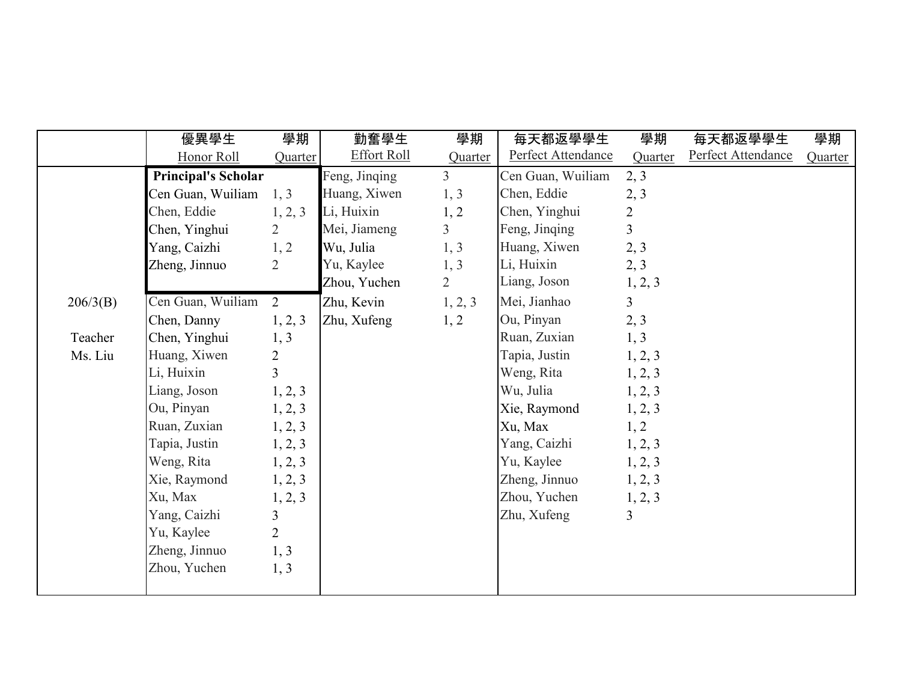| | 優異學生 Honor Roll | 學期 Quarter | 勤奮學生 Effort Roll | 學期 Quarter | 每天都返學學生 Perfect Attendance | 學期 Quarter | 每天都返學學生 Perfect Attendance | 學期 Quarter |
|---|---|---|---|---|---|---|---|---|
| | **Principal's Scholar** | | Feng, Jinqing | 3 | Cen Guan, Wuiliam | 2, 3 | | |
| | Cen Guan, Wuiliam | 1, 3 | Huang, Xiwen | 1, 3 | Chen, Eddie | 2, 3 | | |
| | Chen, Eddie | 1, 2, 3 | Li, Huixin | 1, 2 | Chen, Yinghui | 2 | | |
| | Chen, Yinghui | 2 | Mei, Jiameng | 3 | Feng, Jinqing | 3 | | |
| | Yang, Caizhi | 1, 2 | Wu, Julia | 1, 3 | Huang, Xiwen | 2, 3 | | |
| | Zheng, Jinnuo | 2 | Yu, Kaylee | 1, 3 | Li, Huixin | 2, 3 | | |
| | | | Zhou, Yuchen | 2 | Liang, Joson | 1, 2, 3 | | |
| 206/3(B) | Cen Guan, Wuiliam | 2 | Zhu, Kevin | 1, 2, 3 | Mei, Jianhao | 3 | | |
| | Chen, Danny | 1, 2, 3 | Zhu, Xufeng | 1, 2 | Ou, Pinyan | 2, 3 | | |
| Teacher | Chen, Yinghui | 1, 3 | | | Ruan, Zuxian | 1, 3 | | |
| Ms. Liu | Huang, Xiwen | 2 | | | Tapia, Justin | 1, 2, 3 | | |
| | Li, Huixin | 3 | | | Weng, Rita | 1, 2, 3 | | |
| | Liang, Joson | 1, 2, 3 | | | Wu, Julia | 1, 2, 3 | | |
| | Ou, Pinyan | 1, 2, 3 | | | Xie, Raymond | 1, 2, 3 | | |
| | Ruan, Zuxian | 1, 2, 3 | | | Xu, Max | 1, 2 | | |
| | Tapia, Justin | 1, 2, 3 | | | Yang, Caizhi | 1, 2, 3 | | |
| | Weng, Rita | 1, 2, 3 | | | Yu, Kaylee | 1, 2, 3 | | |
| | Xie, Raymond | 1, 2, 3 | | | Zheng, Jinnuo | 1, 2, 3 | | |
| | Xu, Max | 1, 2, 3 | | | Zhou, Yuchen | 1, 2, 3 | | |
| | Yang, Caizhi | 3 | | | Zhu, Xufeng | 3 | | |
| | Yu, Kaylee | 2 | | | | | | |
| | Zheng, Jinnuo | 1, 3 | | | | | | |
| | Zhou, Yuchen | 1, 3 | | | | | | |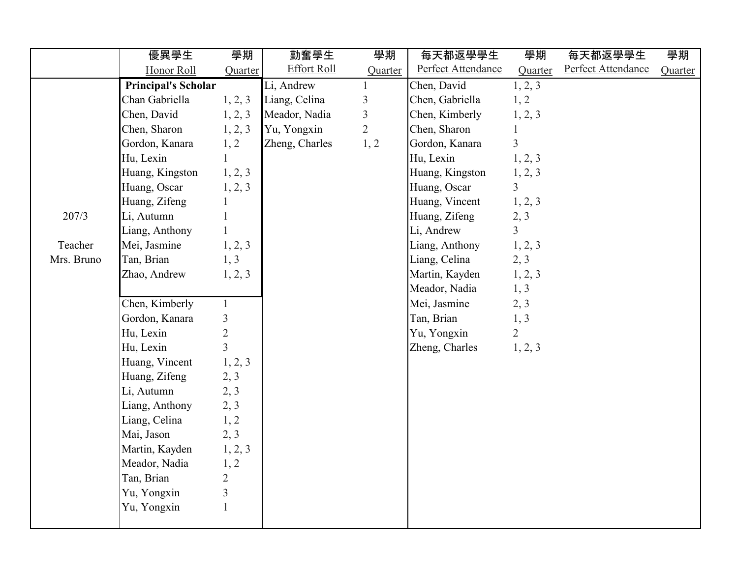| | 優異學生<br>Honor Roll | 學期<br>Quarter | 勤奮學生<br>Effort Roll | 學期<br>Quarter | 每天都返學學生<br>Perfect Attendance | 學期<br>Quarter | 每天都返學學生<br>Perfect Attendance | 學期<br>Quarter |
|---|---|---|---|---|---|---|---|---|
| | **Principal's Scholar** | | Li, Andrew | 1 | Chen, David | 1, 2, 3 | | |
| | Chan Gabriella | 1, 2, 3 | Liang, Celina | 3 | Chen, Gabriella | 1, 2 | | |
| | Chen, David | 1, 2, 3 | Meador, Nadia | 3 | Chen, Kimberly | 1, 2, 3 | | |
| | Chen, Sharon | 1, 2, 3 | Yu, Yongxin | 2 | Chen, Sharon | 1 | | |
| | Gordon, Kanara | 1, 2 | Zheng, Charles | 1, 2 | Gordon, Kanara | 3 | | |
| | Hu, Lexin | 1 | | | Hu, Lexin | 1, 2, 3 | | |
| | Huang, Kingston | 1, 2, 3 | | | Huang, Kingston | 1, 2, 3 | | |
| | Huang, Oscar | 1, 2, 3 | | | Huang, Oscar | 3 | | |
| | Huang, Zifeng | 1 | | | Huang, Vincent | 1, 2, 3 | | |
| 207/3 | Li, Autumn | 1 | | | Huang, Zifeng | 2, 3 | | |
| | Liang, Anthony | 1 | | | Li, Andrew | 3 | | |
| Teacher | Mei, Jasmine | 1, 2, 3 | | | Liang, Anthony | 1, 2, 3 | | |
| Mrs. Bruno | Tan, Brian | 1, 3 | | | Liang, Celina | 2, 3 | | |
| | Zhao, Andrew | 1, 2, 3 | | | Martin, Kayden | 1, 2, 3 | | |
| | | | | | Meador, Nadia | 1, 3 | | |
| | Chen, Kimberly | 1 | | | Mei, Jasmine | 2, 3 | | |
| | Gordon, Kanara | 3 | | | Tan, Brian | 1, 3 | | |
| | Hu, Lexin | 2 | | | Yu, Yongxin | 2 | | |
| | Hu, Lexin | 3 | | | Zheng, Charles | 1, 2, 3 | | |
| | Huang, Vincent | 1, 2, 3 | | | | | | |
| | Huang, Zifeng | 2, 3 | | | | | | |
| | Li, Autumn | 2, 3 | | | | | | |
| | Liang, Anthony | 2, 3 | | | | | | |
| | Liang, Celina | 1, 2 | | | | | | |
| | Mai, Jason | 2, 3 | | | | | | |
| | Martin, Kayden | 1, 2, 3 | | | | | | |
| | Meador, Nadia | 1, 2 | | | | | | |
| | Tan, Brian | 2 | | | | | | |
| | Yu, Yongxin | 3 | | | | | | |
| | Yu, Yongxin | 1 | | | | | | |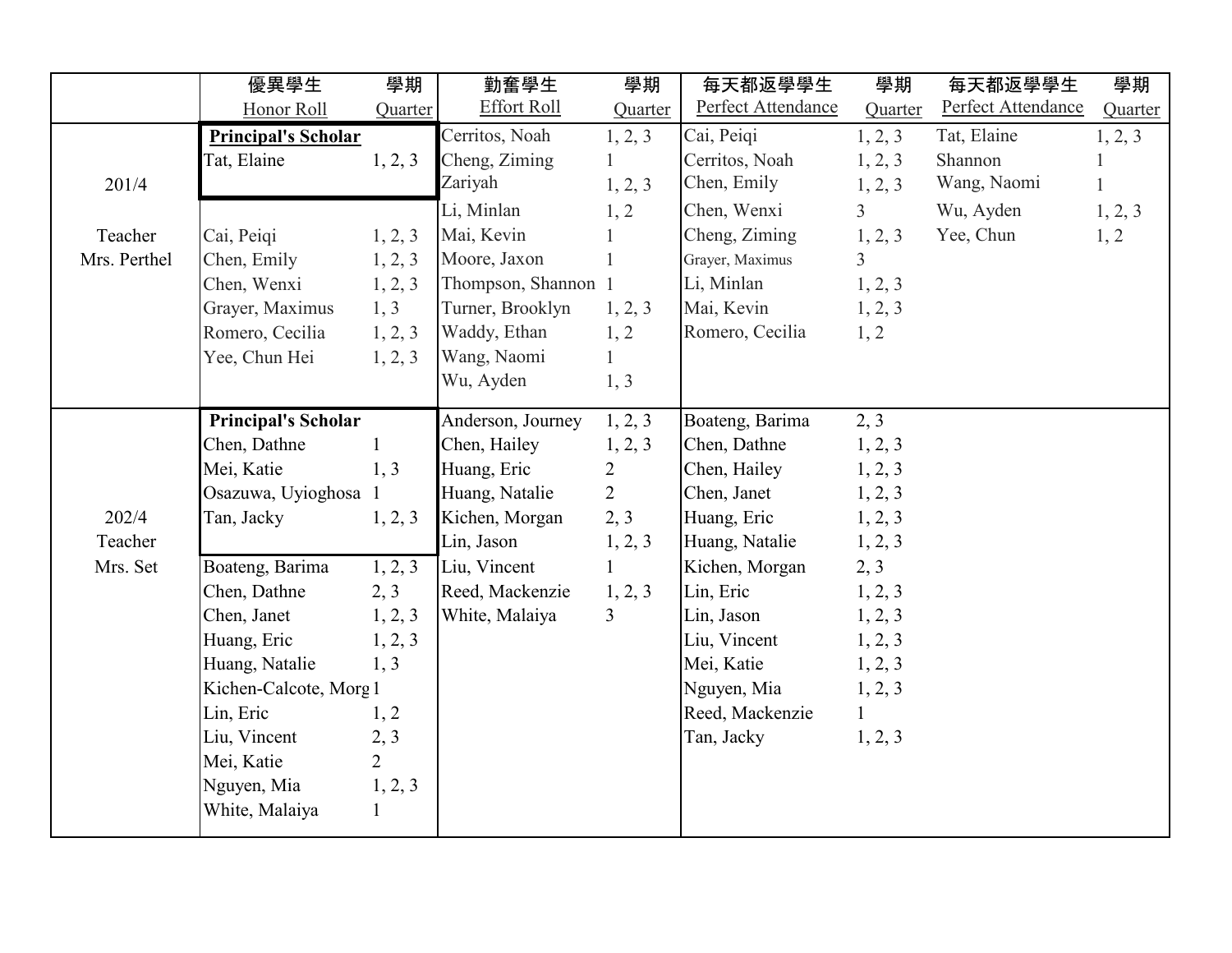| | 優異學生 Honor Roll | 學期 Quarter | 勤奮學生 Effort Roll | 學期 Quarter | 每天都返學學生 Perfect Attendance | 學期 Quarter | 每天都返學學生 Perfect Attendance | 學期 Quarter |
|---|---|---|---|---|---|---|---|---|
| 201/4 | **Principal's Scholar** | | Cerritos, Noah | 1, 2, 3 | Cai, Peiqi | 1, 2, 3 | Tat, Elaine | 1, 2, 3 |
| | Tat, Elaine | 1, 2, 3 | Cheng, Ziming | 1 | Cerritos, Noah | 1, 2, 3 | Shannon | 1 |
| | | | Zariyah | 1, 2, 3 | Chen, Emily | 1, 2, 3 | Wang, Naomi | 1 |
| | | | Li, Minlan | 1, 2 | Chen, Wenxi | 3 | Wu, Ayden | 1, 2, 3 |
| Teacher Mrs. Perthel | Cai, Peiqi | 1, 2, 3 | Mai, Kevin | 1 | Cheng, Ziming | 1, 2, 3 | Yee, Chun | 1, 2 |
| | Chen, Emily | 1, 2, 3 | Moore, Jaxon | 1 | Grayer, Maximus | 3 | | |
| | Chen, Wenxi | 1, 2, 3 | Thompson, Shannon | 1 | Li, Minlan | 1, 2, 3 | | |
| | Grayer, Maximus | 1, 3 | Turner, Brooklyn | 1, 2, 3 | Mai, Kevin | 1, 2, 3 | | |
| | Romero, Cecilia | 1, 2, 3 | Waddy, Ethan | 1, 2 | Romero, Cecilia | 1, 2 | | |
| | Yee, Chun Hei | 1, 2, 3 | Wang, Naomi | 1 | | | | |
| | | | Wu, Ayden | 1, 3 | | | | |
| 202/4 | **Principal's Scholar** | | Anderson, Journey | 1, 2, 3 | Boateng, Barima | 2, 3 | | |
| | Chen, Dathne | 1 | Chen, Hailey | 1, 2, 3 | Chen, Dathne | 1, 2, 3 | | |
| | Mei, Katie | 1, 3 | Huang, Eric | 2 | Chen, Hailey | 1, 2, 3 | | |
| | Osazuwa, Uyioghosa | 1 | Huang, Natalie | 2 | Chen, Janet | 1, 2, 3 | | |
| | Tan, Jacky | 1, 2, 3 | Kichen, Morgan | 2, 3 | Huang, Eric | 1, 2, 3 | | |
| Teacher | | | Lin, Jason | 1, 2, 3 | Huang, Natalie | 1, 2, 3 | | |
| Mrs. Set | Boateng, Barima | 1, 2, 3 | Liu, Vincent | 1 | Kichen, Morgan | 2, 3 | | |
| | Chen, Dathne | 2, 3 | Reed, Mackenzie | 1, 2, 3 | Lin, Eric | 1, 2, 3 | | |
| | Chen, Janet | 1, 2, 3 | White, Malaiya | 3 | Lin, Jason | 1, 2, 3 | | |
| | Huang, Eric | 1, 2, 3 | | | Liu, Vincent | 1, 2, 3 | | |
| | Huang, Natalie | 1, 3 | | | Mei, Katie | 1, 2, 3 | | |
| | Kichen-Calcote, Morg | 1 | | | Nguyen, Mia | 1, 2, 3 | | |
| | Lin, Eric | 1, 2 | | | Reed, Mackenzie | 1 | | |
| | Liu, Vincent | 2, 3 | | | Tan, Jacky | 1, 2, 3 | | |
| | Mei, Katie | 2 | | | | | | |
| | Nguyen, Mia | 1, 2, 3 | | | | | | |
| | White, Malaiya | 1 | | | | | | |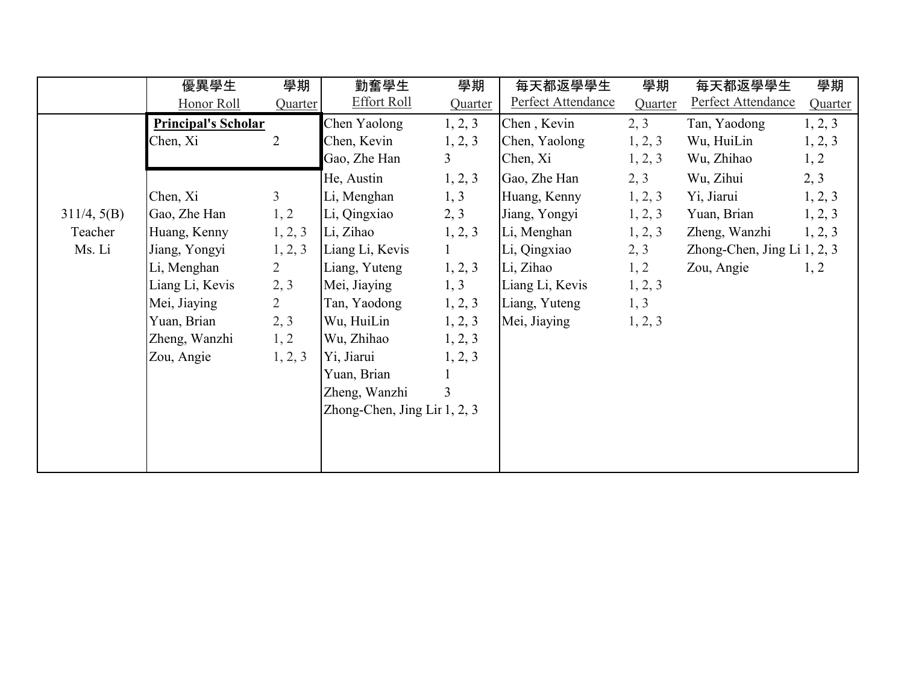| | 優異學生<br>Honor Roll | 學期<br>Quarter | 勤奮學生<br>Effort Roll | 學期<br>Quarter | 每天都返學學生<br>Perfect Attendance | 學期<br>Quarter | 每天都返學學生<br>Perfect Attendance | 學期<br>Quarter |
|---|---|---|---|---|---|---|---|---|
| | **Principal's Scholar** | | Chen Yaolong | 1, 2, 3 | Chen , Kevin | 2, 3 | Tan, Yaodong | 1, 2, 3 |
| | Chen, Xi | 2 | Chen, Kevin | 1, 2, 3 | Chen, Yaolong | 1, 2, 3 | Wu, HuiLin | 1, 2, 3 |
| | | | Gao, Zhe Han | 3 | Chen, Xi | 1, 2, 3 | Wu, Zhihao | 1, 2 |
| | | | He, Austin | 1, 2, 3 | Gao, Zhe Han | 2, 3 | Wu, Zihui | 2, 3 |
| | Chen, Xi | 3 | Li, Menghan | 1, 3 | Huang, Kenny | 1, 2, 3 | Yi, Jiarui | 1, 2, 3 |
| 311/4, 5(B) | Gao, Zhe Han | 1, 2 | Li, Qingxiao | 2, 3 | Jiang, Yongyi | 1, 2, 3 | Yuan, Brian | 1, 2, 3 |
| Teacher | Huang, Kenny | 1, 2, 3 | Li, Zihao | 1, 2, 3 | Li, Menghan | 1, 2, 3 | Zheng, Wanzhi | 1, 2, 3 |
| Ms. Li | Jiang, Yongyi | 1, 2, 3 | Liang Li, Kevis | 1 | Li, Qingxiao | 2, 3 | Zhong-Chen, Jing Li | 1, 2, 3 |
| | Li, Menghan | 2 | Liang, Yuteng | 1, 2, 3 | Li, Zihao | 1, 2 | Zou, Angie | 1, 2 |
| | Liang Li, Kevis | 2, 3 | Mei, Jiaying | 1, 3 | Liang Li, Kevis | 1, 2, 3 | | |
| | Mei, Jiaying | 2 | Tan, Yaodong | 1, 2, 3 | Liang, Yuteng | 1, 3 | | |
| | Yuan, Brian | 2, 3 | Wu, HuiLin | 1, 2, 3 | Mei, Jiaying | 1, 2, 3 | | |
| | Zheng, Wanzhi | 1, 2 | Wu, Zhihao | 1, 2, 3 | | | | |
| | Zou, Angie | 1, 2, 3 | Yi, Jiarui | 1, 2, 3 | | | | |
| | | | Yuan, Brian | 1 | | | | |
| | | | Zheng, Wanzhi | 3 | | | | |
| | | | Zhong-Chen, Jing Lin | 1, 2, 3 | | | | |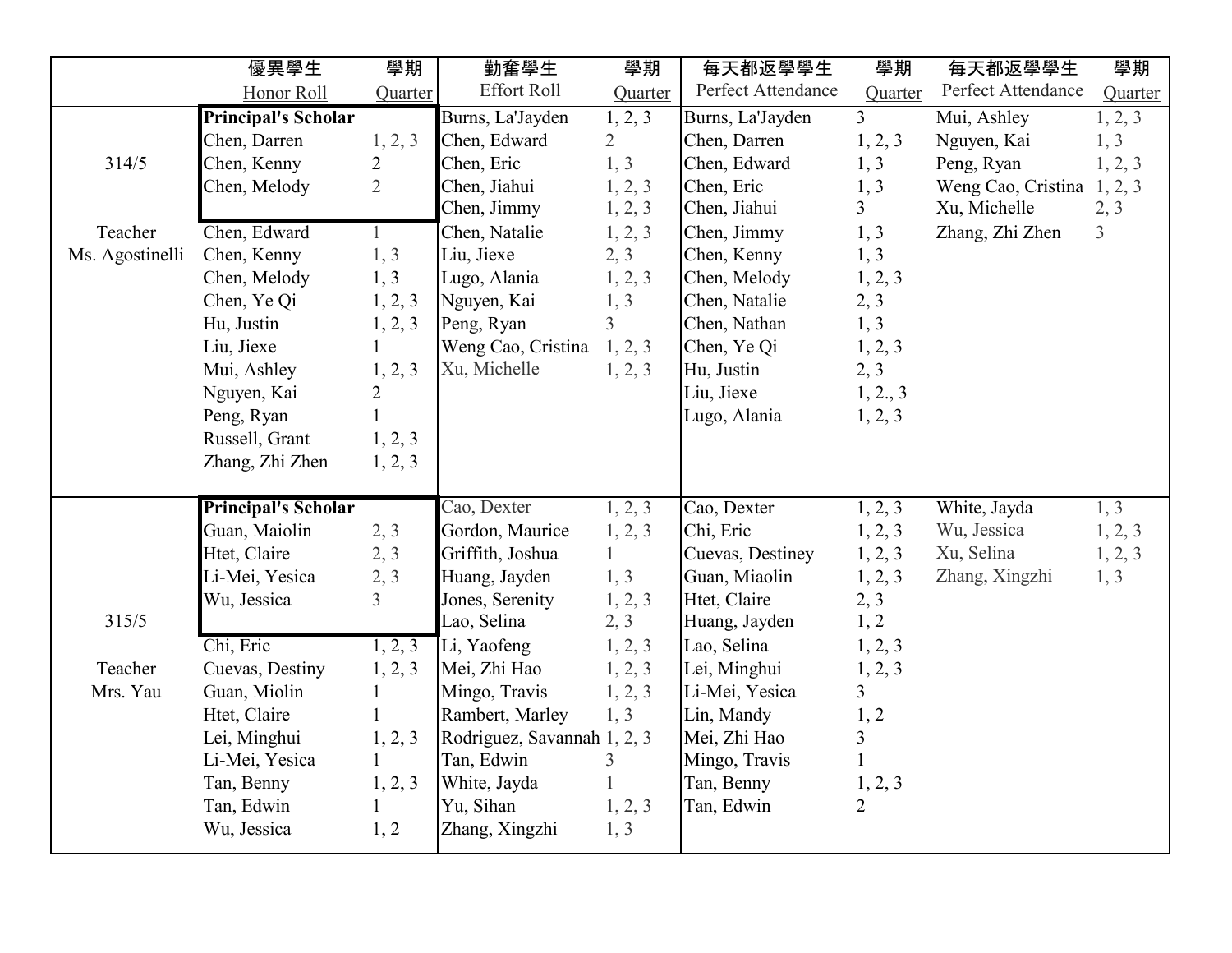| | 優異學生 Honor Roll | 學期 Quarter | 勤奮學生 Effort Roll | 學期 Quarter | 每天都返學學生 Perfect Attendance | 學期 Quarter | 每天都返學學生 Perfect Attendance | 學期 Quarter |
|---|---|---|---|---|---|---|---|---|
| | **Principal's Scholar** | | Burns, La'Jayden | 1, 2, 3 | Burns, La'Jayden | 3 | Mui, Ashley | 1, 2, 3 |
| | Chen, Darren | 1, 2, 3 | Chen, Edward | 2 | Chen, Darren | 1, 2, 3 | Nguyen, Kai | 1, 3 |
| 314/5 | Chen, Kenny | 2 | Chen, Eric | 1, 3 | Chen, Edward | 1, 3 | Peng, Ryan | 1, 2, 3 |
| | Chen, Melody | 2 | Chen, Jiahui | 1, 2, 3 | Chen, Eric | 1, 3 | Weng Cao, Cristina | 1, 2, 3 |
| | | | Chen, Jimmy | 1, 2, 3 | Chen, Jiahui | 3 | Xu, Michelle | 2, 3 |
| Teacher | Chen, Edward | 1 | Chen, Natalie | 1, 2, 3 | Chen, Jimmy | 1, 3 | Zhang, Zhi Zhen | 3 |
| Ms. Agostinelli | Chen, Kenny | 1, 3 | Liu, Jiexe | 2, 3 | Chen, Kenny | 1, 3 | | |
| | Chen, Melody | 1, 3 | Lugo, Alania | 1, 2, 3 | Chen, Melody | 1, 2, 3 | | |
| | Chen, Ye Qi | 1, 2, 3 | Nguyen, Kai | 1, 3 | Chen, Natalie | 2, 3 | | |
| | Hu, Justin | 1, 2, 3 | Peng, Ryan | 3 | Chen, Nathan | 1, 3 | | |
| | Liu, Jiexe | 1 | Weng Cao, Cristina | 1, 2, 3 | Chen, Ye Qi | 1, 2, 3 | | |
| | Mui, Ashley | 1, 2, 3 | Xu, Michelle | 1, 2, 3 | Hu, Justin | 2, 3 | | |
| | Nguyen, Kai | 2 | | | Liu, Jiexe | 1, 2., 3 | | |
| | Peng, Ryan | 1 | | | Lugo, Alania | 1, 2, 3 | | |
| | Russell, Grant | 1, 2, 3 | | | | | | |
| | Zhang, Zhi Zhen | 1, 2, 3 | | | | | | |
| | **Principal's Scholar** | | Cao, Dexter | 1, 2, 3 | Cao, Dexter | 1, 2, 3 | White, Jayda | 1, 3 |
| | Guan, Maiolin | 2, 3 | Gordon, Maurice | 1, 2, 3 | Chi, Eric | 1, 2, 3 | Wu, Jessica | 1, 2, 3 |
| | Htet, Claire | 2, 3 | Griffith, Joshua | 1 | Cuevas, Destiney | 1, 2, 3 | Xu, Selina | 1, 2, 3 |
| | Li-Mei, Yesica | 2, 3 | Huang, Jayden | 1, 3 | Guan, Miaolin | 1, 2, 3 | Zhang, Xingzhi | 1, 3 |
| | Wu, Jessica | 3 | Jones, Serenity | 1, 2, 3 | Htet, Claire | 2, 3 | | |
| 315/5 | | | Lao, Selina | 2, 3 | Huang, Jayden | 1, 2 | | |
| | Chi, Eric | 1, 2, 3 | Li, Yaofeng | 1, 2, 3 | Lao, Selina | 1, 2, 3 | | |
| Teacher | Cuevas, Destiny | 1, 2, 3 | Mei, Zhi Hao | 1, 2, 3 | Lei, Minghui | 1, 2, 3 | | |
| Mrs. Yau | Guan, Miolin | 1 | Mingo, Travis | 1, 2, 3 | Li-Mei, Yesica | 3 | | |
| | Htet, Claire | 1 | Rambert, Marley | 1, 3 | Lin, Mandy | 1, 2 | | |
| | Lei, Minghui | 1, 2, 3 | Rodriguez, Savannah | 1, 2, 3 | Mei, Zhi Hao | 3 | | |
| | Li-Mei, Yesica | 1 | Tan, Edwin | 3 | Mingo, Travis | 1 | | |
| | Tan, Benny | 1, 2, 3 | White, Jayda | 1 | Tan, Benny | 1, 2, 3 | | |
| | Tan, Edwin | 1 | Yu, Sihan | 1, 2, 3 | Tan, Edwin | 2 | | |
| | Wu, Jessica | 1, 2 | Zhang, Xingzhi | 1, 3 | | | | |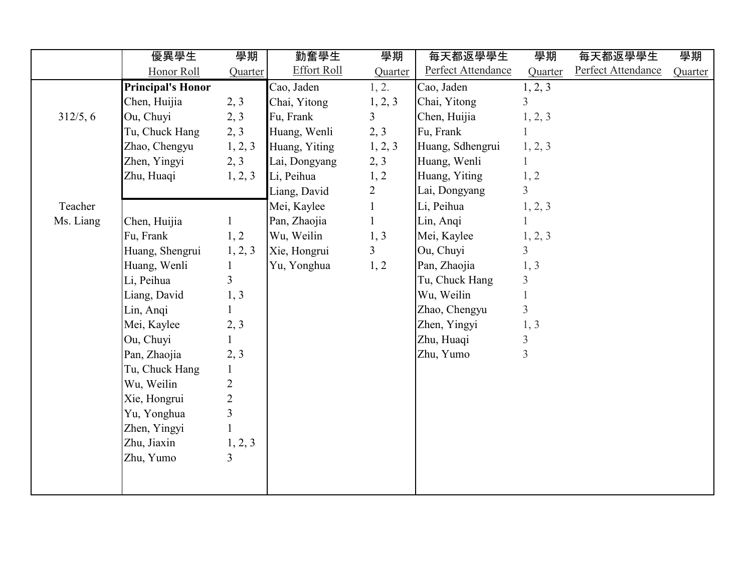|  | 優異學生<br>Honor Roll | 學期<br>Quarter | 勤奮學生<br>Effort Roll | 學期<br>Quarter | 每天都返學學生<br>Perfect Attendance | 學期<br>Quarter | 每天都返學學生<br>Perfect Attendance | 學期<br>Quarter |
|---|---|---|---|---|---|---|---|---|
|  | **Principal's Honor** |  | Cao, Jaden | 1, 2. | Cao, Jaden | 1, 2, 3 |  |  |
|  | Chen, Huijia | 2, 3 | Chai, Yitong | 1, 2, 3 | Chai, Yitong | 3 |  |  |
| 312/5, 6 | Ou, Chuyi | 2, 3 | Fu, Frank | 3 | Chen, Huijia | 1, 2, 3 |  |  |
|  | Tu, Chuck Hang | 2, 3 | Huang, Wenli | 2, 3 | Fu, Frank | 1 |  |  |
|  | Zhao, Chengyu | 1, 2, 3 | Huang, Yiting | 1, 2, 3 | Huang, Sdhengrui | 1, 2, 3 |  |  |
|  | Zhen, Yingyi | 2, 3 | Lai, Dongyang | 2, 3 | Huang, Wenli | 1 |  |  |
|  | Zhu, Huaqi | 1, 2, 3 | Li, Peihua | 1, 2 | Huang, Yiting | 1, 2 |  |  |
|  |  |  | Liang, David | 2 | Lai, Dongyang | 3 |  |  |
| Teacher |  |  | Mei, Kaylee | 1 | Li, Peihua | 1, 2, 3 |  |  |
| Ms. Liang | Chen, Huijia | 1 | Pan, Zhaojia | 1 | Lin, Anqi | 1 |  |  |
|  | Fu, Frank | 1, 2 | Wu, Weilin | 1, 3 | Mei, Kaylee | 1, 2, 3 |  |  |
|  | Huang, Shengrui | 1, 2, 3 | Xie, Hongrui | 3 | Ou, Chuyi | 3 |  |  |
|  | Huang, Wenli | 1 | Yu, Yonghua | 1, 2 | Pan, Zhaojia | 1, 3 |  |  |
|  | Li, Peihua | 3 |  |  | Tu, Chuck Hang | 3 |  |  |
|  | Liang, David | 1, 3 |  |  | Wu, Weilin | 1 |  |  |
|  | Lin, Anqi | 1 |  |  | Zhao, Chengyu | 3 |  |  |
|  | Mei, Kaylee | 2, 3 |  |  | Zhen, Yingyi | 1, 3 |  |  |
|  | Ou, Chuyi | 1 |  |  | Zhu, Huaqi | 3 |  |  |
|  | Pan, Zhaojia | 2, 3 |  |  | Zhu, Yumo | 3 |  |  |
|  | Tu, Chuck Hang | 1 |  |  |  |  |  |  |
|  | Wu, Weilin | 2 |  |  |  |  |  |  |
|  | Xie, Hongrui | 2 |  |  |  |  |  |  |
|  | Yu, Yonghua | 3 |  |  |  |  |  |  |
|  | Zhen, Yingyi | 1 |  |  |  |  |  |  |
|  | Zhu, Jiaxin | 1, 2, 3 |  |  |  |  |  |  |
|  | Zhu, Yumo | 3 |  |  |  |  |  |  |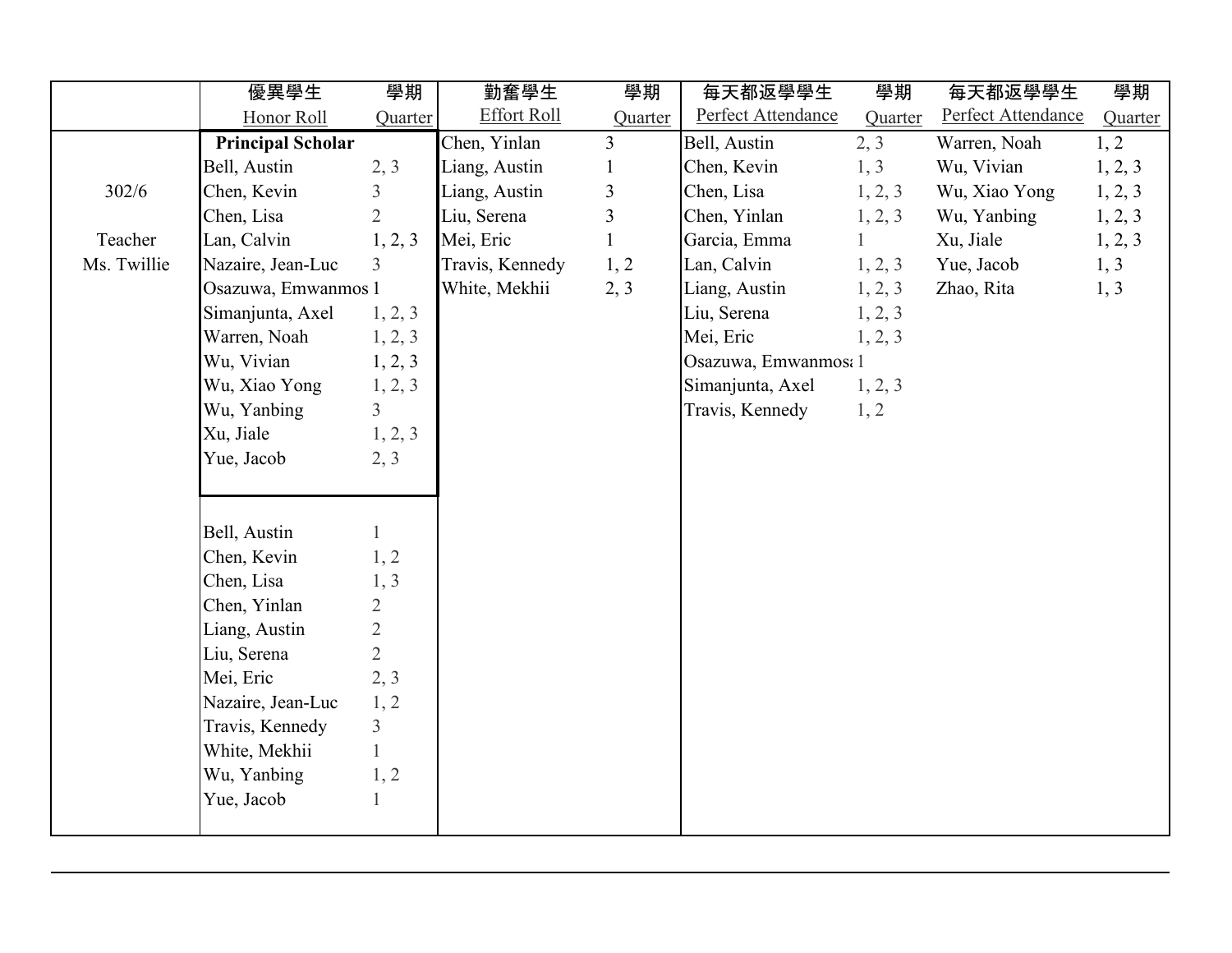| | 優異學生 Honor Roll | 學期 Quarter | 勤奮學生 Effort Roll | 學期 Quarter | 每天都返學學生 Perfect Attendance | 學期 Quarter | 每天都返學學生 Perfect Attendance | 學期 Quarter |
|---|---|---|---|---|---|---|---|---|
| | **Principal Scholar** | | Chen, Yinlan | 3 | Bell, Austin | 2, 3 | Warren, Noah | 1, 2 |
| | Bell, Austin | 2, 3 | Liang, Austin | 1 | Chen, Kevin | 1, 3 | Wu, Vivian | 1, 2, 3 |
| 302/6 | Chen, Kevin | 3 | Liang, Austin | 3 | Chen, Lisa | 1, 2, 3 | Wu, Xiao Yong | 1, 2, 3 |
| | Chen, Lisa | 2 | Liu, Serena | 3 | Chen, Yinlan | 1, 2, 3 | Wu, Yanbing | 1, 2, 3 |
| Teacher | Lan, Calvin | 1, 2, 3 | Mei, Eric | 1 | Garcia, Emma | 1 | Xu, Jiale | 1, 2, 3 |
| Ms. Twillie | Nazaire, Jean-Luc | 3 | Travis, Kennedy | 1, 2 | Lan, Calvin | 1, 2, 3 | Yue, Jacob | 1, 3 |
| | Osazuwa, Emwanmos | 1 | White, Mekhii | 2, 3 | Liang, Austin | 1, 2, 3 | Zhao, Rita | 1, 3 |
| | Simanjunta, Axel | 1, 2, 3 | | | Liu, Serena | 1, 2, 3 | | |
| | Warren, Noah | 1, 2, 3 | | | Mei, Eric | 1, 2, 3 | | |
| | Wu, Vivian | 1, 2, 3 | | | Osazuwa, Emwanmosa | 1 | | |
| | Wu, Xiao Yong | 1, 2, 3 | | | Simanjunta, Axel | 1, 2, 3 | | |
| | Wu, Yanbing | 3 | | | Travis, Kennedy | 1, 2 | | |
| | Xu, Jiale | 1, 2, 3 | | | | | | |
| | Yue, Jacob | 2, 3 | | | | | | |
| | | | | | | | | |
| | Bell, Austin | 1 | | | | | | |
| | Chen, Kevin | 1, 2 | | | | | | |
| | Chen, Lisa | 1, 3 | | | | | | |
| | Chen, Yinlan | 2 | | | | | | |
| | Liang, Austin | 2 | | | | | | |
| | Liu, Serena | 2 | | | | | | |
| | Mei, Eric | 2, 3 | | | | | | |
| | Nazaire, Jean-Luc | 1, 2 | | | | | | |
| | Travis, Kennedy | 3 | | | | | | |
| | White, Mekhii | 1 | | | | | | |
| | Wu, Yanbing | 1, 2 | | | | | | |
| | Yue, Jacob | 1 | | | | | | |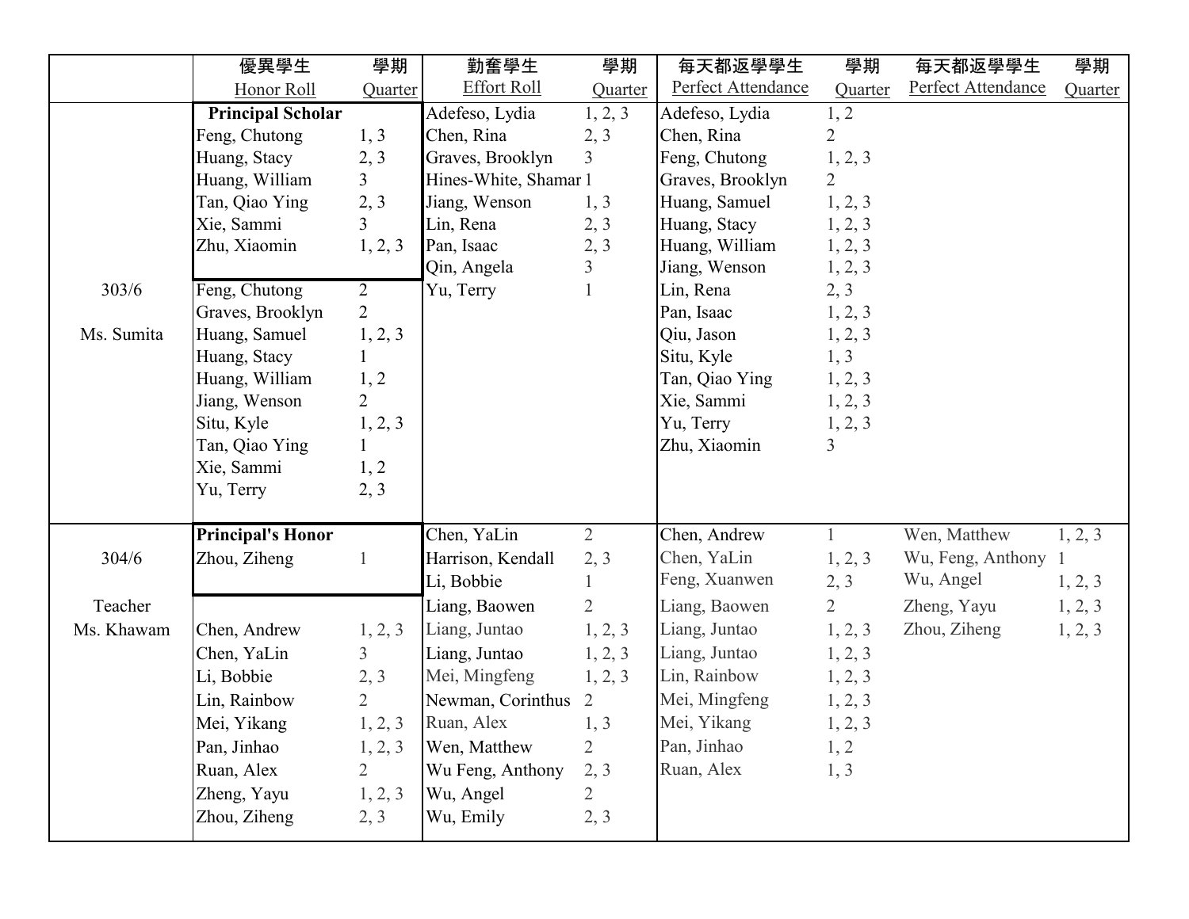| | 優異學生<br>Honor Roll | 學期<br>Quarter | 勤奮學生<br>Effort Roll | 學期<br>Quarter | 每天都返學學生<br>Perfect Attendance | 學期<br>Quarter | 每天都返學學生<br>Perfect Attendance | 學期<br>Quarter |
|---|---|---|---|---|---|---|---|---|
| | **Principal Scholar** | | Adefeso, Lydia | 1, 2, 3 | Adefeso, Lydia | 1, 2 | | |
| | Feng, Chutong | 1, 3 | Chen, Rina | 2, 3 | Chen, Rina | 2 | | |
| | Huang, Stacy | 2, 3 | Graves, Brooklyn | 3 | Feng, Chutong | 1, 2, 3 | | |
| | Huang, William | 3 | Hines-White, Shamar | 1 | Graves, Brooklyn | 2 | | |
| | Tan, Qiao Ying | 2, 3 | Jiang, Wenson | 1, 3 | Huang, Samuel | 1, 2, 3 | | |
| | Xie, Sammi | 3 | Lin, Rena | 2, 3 | Huang, Stacy | 1, 2, 3 | | |
| | Zhu, Xiaomin | 1, 2, 3 | Pan, Isaac | 2, 3 | Huang, William | 1, 2, 3 | | |
| | | | Qin, Angela | 3 | Jiang, Wenson | 1, 2, 3 | | |
| 303/6 | Feng, Chutong | 2 | Yu, Terry | 1 | Lin, Rena | 2, 3 | | |
| | Graves, Brooklyn | 2 | | | Pan, Isaac | 1, 2, 3 | | |
| Ms. Sumita | Huang, Samuel | 1, 2, 3 | | | Qiu, Jason | 1, 2, 3 | | |
| | Huang, Stacy | 1 | | | Situ, Kyle | 1, 3 | | |
| | Huang, William | 1, 2 | | | Tan, Qiao Ying | 1, 2, 3 | | |
| | Jiang, Wenson | 2 | | | Xie, Sammi | 1, 2, 3 | | |
| | Situ, Kyle | 1, 2, 3 | | | Yu, Terry | 1, 2, 3 | | |
| | Tan, Qiao Ying | 1 | | | Zhu, Xiaomin | 3 | | |
| | Xie, Sammi | 1, 2 | | | | | | |
| | Yu, Terry | 2, 3 | | | | | | |
| | **Principal's Honor** | | Chen, YaLin | 2 | Chen, Andrew | 1 | Wen, Matthew | 1, 2, 3 |
| 304/6 | Zhou, Ziheng | 1 | Harrison, Kendall | 2, 3 | Chen, YaLin | 1, 2, 3 | Wu, Feng, Anthony | 1 |
| | | | Li, Bobbie | 1 | Feng, Xuanwen | 2, 3 | Wu, Angel | 1, 2, 3 |
| Teacher | | | Liang, Baowen | 2 | Liang, Baowen | 2 | Zheng, Yayu | 1, 2, 3 |
| Ms. Khawam | Chen, Andrew | 1, 2, 3 | Liang, Juntao | 1, 2, 3 | Liang, Juntao | 1, 2, 3 | Zhou, Ziheng | 1, 2, 3 |
| | Chen, YaLin | 3 | Liang, Juntao | 1, 2, 3 | Liang, Juntao | 1, 2, 3 | | |
| | Li, Bobbie | 2, 3 | Mei, Mingfeng | 1, 2, 3 | Lin, Rainbow | 1, 2, 3 | | |
| | Lin, Rainbow | 2 | Newman, Corinthus | 2 | Mei, Mingfeng | 1, 2, 3 | | |
| | Mei, Yikang | 1, 2, 3 | Ruan, Alex | 1, 3 | Mei, Yikang | 1, 2, 3 | | |
| | Pan, Jinhao | 1, 2, 3 | Wen, Matthew | 2 | Pan, Jinhao | 1, 2 | | |
| | Ruan, Alex | 2 | Wu Feng, Anthony | 2, 3 | Ruan, Alex | 1, 3 | | |
| | Zheng, Yayu | 1, 2, 3 | Wu, Angel | 2 | | | | |
| | Zhou, Ziheng | 2, 3 | Wu, Emily | 2, 3 | | | | |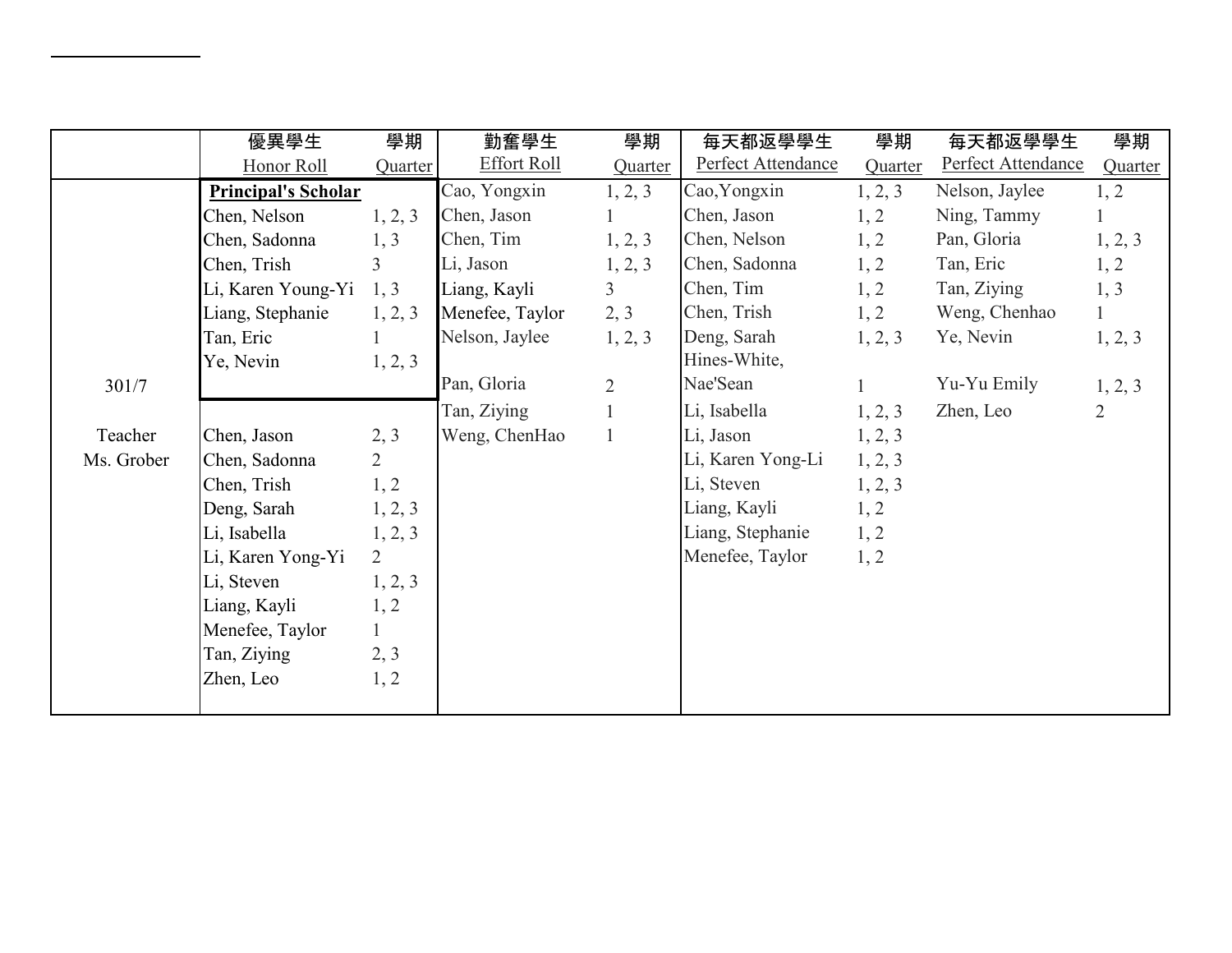| | 優異學生 Honor Roll | 學期 Quarter | 勤奮學生 Effort Roll | 學期 Quarter | 每天都返學學生 Perfect Attendance | 學期 Quarter | 每天都返學學生 Perfect Attendance | 學期 Quarter |
|---|---|---|---|---|---|---|---|---|
| | **Principal's Scholar** | | Cao, Yongxin | 1, 2, 3 | Cao,Yongxin | 1, 2, 3 | Nelson, Jaylee | 1, 2 |
| | Chen, Nelson | 1, 2, 3 | Chen, Jason | 1 | Chen, Jason | 1, 2 | Ning, Tammy | 1 |
| | Chen, Sadonna | 1, 3 | Chen, Tim | 1, 2, 3 | Chen, Nelson | 1, 2 | Pan, Gloria | 1, 2, 3 |
| | Chen, Trish | 3 | Li, Jason | 1, 2, 3 | Chen, Sadonna | 1, 2 | Tan, Eric | 1, 2 |
| | Li, Karen Young-Yi | 1, 3 | Liang, Kayli | 3 | Chen, Tim | 1, 2 | Tan, Ziying | 1, 3 |
| | Liang, Stephanie | 1, 2, 3 | Menefee, Taylor | 2, 3 | Chen, Trish | 1, 2 | Weng, Chenhao | 1 |
| | Tan, Eric | 1 | Nelson, Jaylee | 1, 2, 3 | Deng, Sarah | 1, 2, 3 | Ye, Nevin | 1, 2, 3 |
| 301/7 | Ye, Nevin | 1, 2, 3 | Pan, Gloria | 2 | Hines-White, Nae'Sean | 1 | Yu-Yu Emily | 1, 2, 3 |
| | | | Tan, Ziying | 1 | Li, Isabella | 1, 2, 3 | Zhen, Leo | 2 |
| Teacher Ms. Grober | Chen, Jason | 2, 3 | Weng, ChenHao | 1 | Li, Jason | 1, 2, 3 | | |
| | Chen, Sadonna | 2 | | | Li, Karen Yong-Li | 1, 2, 3 | | |
| | Chen, Trish | 1, 2 | | | Li, Steven | 1, 2, 3 | | |
| | Deng, Sarah | 1, 2, 3 | | | Liang, Kayli | 1, 2 | | |
| | Li, Isabella | 1, 2, 3 | | | Liang, Stephanie | 1, 2 | | |
| | Li, Karen Yong-Yi | 2 | | | Menefee, Taylor | 1, 2 | | |
| | Li, Steven | 1, 2, 3 | | | | | | |
| | Liang, Kayli | 1, 2 | | | | | | |
| | Menefee, Taylor | 1 | | | | | | |
| | Tan, Ziying | 2, 3 | | | | | | |
| | Zhen, Leo | 1, 2 | | | | | | |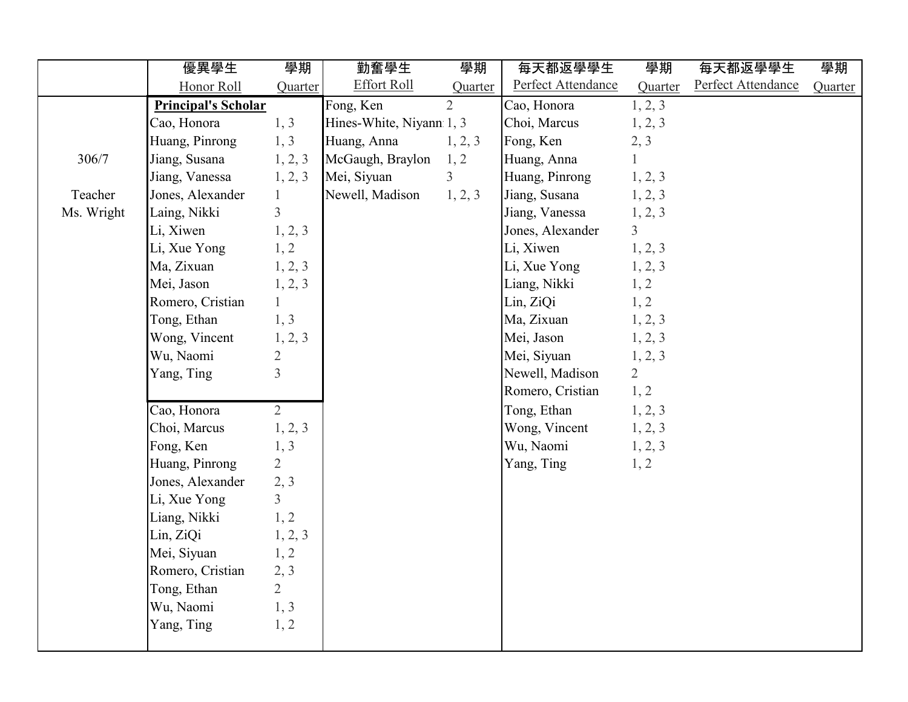| | 優異學生<br>Honor Roll | 學期<br>Quarter | 勤奮學生<br>Effort Roll | 學期<br>Quarter | 每天都返學學生<br>Perfect Attendance | 學期<br>Quarter | 每天都返學學生<br>Perfect Attendance | 學期<br>Quarter |
|---|---|---|---|---|---|---|---|---|
| | **Principal's Scholar** | | Fong, Ken | 2 | Cao, Honora | 1, 2, 3 | | |
| | Cao, Honora | 1, 3 | Hines-White, Niyann | 1, 3 | Choi, Marcus | 1, 2, 3 | | |
| | Huang, Pinrong | 1, 3 | Huang, Anna | 1, 2, 3 | Fong, Ken | 2, 3 | | |
| 306/7 | Jiang, Susana | 1, 2, 3 | McGaugh, Braylon | 1, 2 | Huang, Anna | 1 | | |
| | Jiang, Vanessa | 1, 2, 3 | Mei, Siyuan | 3 | Huang, Pinrong | 1, 2, 3 | | |
| Teacher | Jones, Alexander | 1 | Newell, Madison | 1, 2, 3 | Jiang, Susana | 1, 2, 3 | | |
| Ms. Wright | Laing, Nikki | 3 | | | Jiang, Vanessa | 1, 2, 3 | | |
| | Li, Xiwen | 1, 2, 3 | | | Jones, Alexander | 3 | | |
| | Li, Xue Yong | 1, 2 | | | Li, Xiwen | 1, 2, 3 | | |
| | Ma, Zixuan | 1, 2, 3 | | | Li, Xue Yong | 1, 2, 3 | | |
| | Mei, Jason | 1, 2, 3 | | | Liang, Nikki | 1, 2 | | |
| | Romero, Cristian | 1 | | | Lin, ZiQi | 1, 2 | | |
| | Tong, Ethan | 1, 3 | | | Ma, Zixuan | 1, 2, 3 | | |
| | Wong, Vincent | 1, 2, 3 | | | Mei, Jason | 1, 2, 3 | | |
| | Wu, Naomi | 2 | | | Mei, Siyuan | 1, 2, 3 | | |
| | Yang, Ting | 3 | | | Newell, Madison | 2 | | |
| | | | | | Romero, Cristian | 1, 2 | | |
| | Cao, Honora | 2 | | | Tong, Ethan | 1, 2, 3 | | |
| | Choi, Marcus | 1, 2, 3 | | | Wong, Vincent | 1, 2, 3 | | |
| | Fong, Ken | 1, 3 | | | Wu, Naomi | 1, 2, 3 | | |
| | Huang, Pinrong | 2 | | | Yang, Ting | 1, 2 | | |
| | Jones, Alexander | 2, 3 | | | | | | |
| | Li, Xue Yong | 3 | | | | | | |
| | Liang, Nikki | 1, 2 | | | | | | |
| | Lin, ZiQi | 1, 2, 3 | | | | | | |
| | Mei, Siyuan | 1, 2 | | | | | | |
| | Romero, Cristian | 2, 3 | | | | | | |
| | Tong, Ethan | 2 | | | | | | |
| | Wu, Naomi | 1, 3 | | | | | | |
| | Yang, Ting | 1, 2 | | | | | | |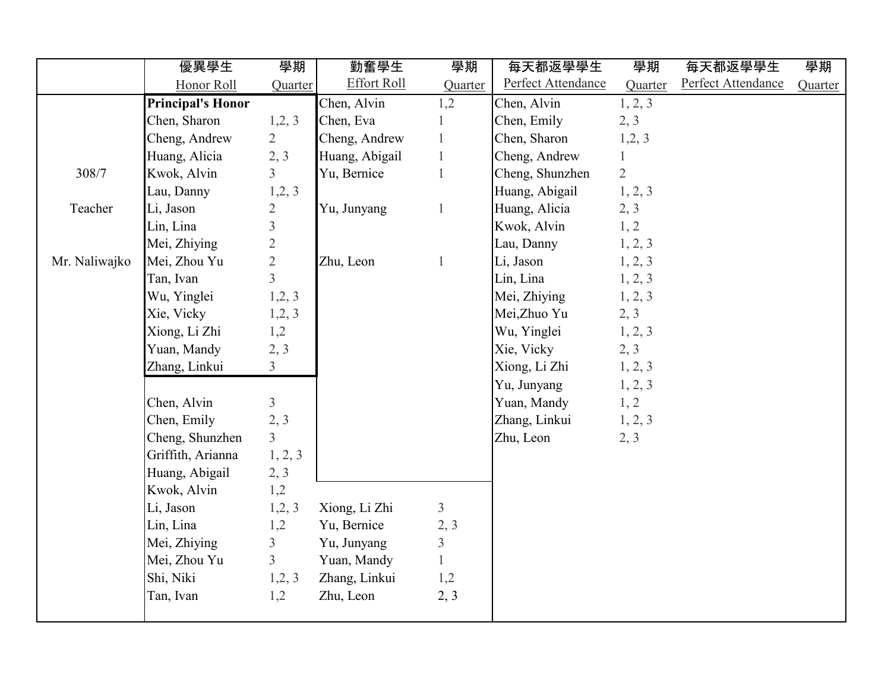| | 優異學生 Honor Roll | 學期 Quarter | 勤奮學生 Effort Roll | 學期 Quarter | 每天都返學學生 Perfect Attendance | 學期 Quarter | 每天都返學學生 Perfect Attendance | 學期 Quarter |
|---|---|---|---|---|---|---|---|---|
| | **Principal's Honor** | | Chen, Alvin | 1,2 | Chen, Alvin | 1, 2, 3 | | |
| | Chen, Sharon | 1,2, 3 | Chen, Eva | 1 | Chen, Emily | 2, 3 | | |
| | Cheng, Andrew | 2 | Cheng, Andrew | 1 | Chen, Sharon | 1,2, 3 | | |
| | Huang, Alicia | 2, 3 | Huang, Abigail | 1 | Cheng, Andrew | 1 | | |
| 308/7 | Kwok, Alvin | 3 | Yu, Bernice | 1 | Cheng, Shunzhen | 2 | | |
| | Lau, Danny | 1,2, 3 | | | Huang, Abigail | 1, 2, 3 | | |
| Teacher | Li, Jason | 2 | Yu, Junyang | 1 | Huang, Alicia | 2, 3 | | |
| | Lin, Lina | 3 | | | Kwok, Alvin | 1, 2 | | |
| | Mei, Zhiying | 2 | | | Lau, Danny | 1, 2, 3 | | |
| Mr. Naliwajko | Mei, Zhou Yu | 2 | Zhu, Leon | 1 | Li, Jason | 1, 2, 3 | | |
| | Tan, Ivan | 3 | | | Lin, Lina | 1, 2, 3 | | |
| | Wu, Yinglei | 1,2, 3 | | | Mei, Zhiying | 1, 2, 3 | | |
| | Xie, Vicky | 1,2, 3 | | | Mei,Zhuo Yu | 2, 3 | | |
| | Xiong, Li Zhi | 1,2 | | | Wu, Yinglei | 1, 2, 3 | | |
| | Yuan, Mandy | 2, 3 | | | Xie, Vicky | 2, 3 | | |
| | Zhang, Linkui | 3 | | | Xiong, Li Zhi | 1, 2, 3 | | |
| | | | | | Yu, Junyang | 1, 2, 3 | | |
| | Chen, Alvin | 3 | | | Yuan, Mandy | 1, 2 | | |
| | Chen, Emily | 2, 3 | | | Zhang, Linkui | 1, 2, 3 | | |
| | Cheng, Shunzhen | 3 | | | Zhu, Leon | 2, 3 | | |
| | Griffith, Arianna | 1, 2, 3 | | | | | | |
| | Huang, Abigail | 2, 3 | | | | | | |
| | Kwok, Alvin | 1,2 | | | | | | |
| | Li, Jason | 1,2, 3 | Xiong, Li Zhi | 3 | | | | |
| | Lin, Lina | 1,2 | Yu, Bernice | 2, 3 | | | | |
| | Mei, Zhiying | 3 | Yu, Junyang | 3 | | | | |
| | Mei, Zhou Yu | 3 | Yuan, Mandy | 1 | | | | |
| | Shi, Niki | 1,2, 3 | Zhang, Linkui | 1,2 | | | | |
| | Tan, Ivan | 1,2 | Zhu, Leon | 2, 3 | | | | |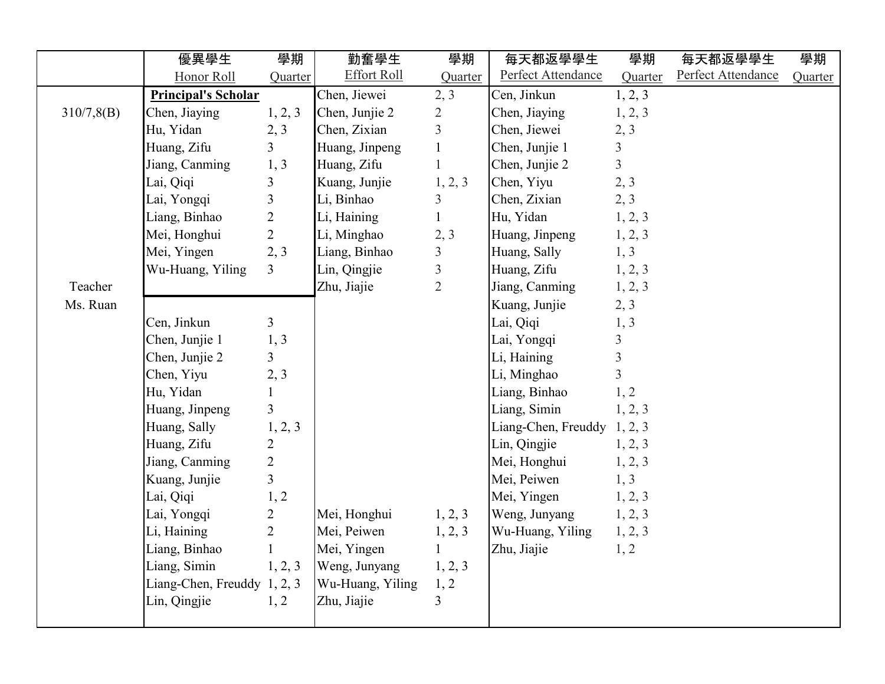| | 優異學生 Honor Roll | 學期 Quarter | 勤奮學生 Effort Roll | 學期 Quarter | 每天都返學學生 Perfect Attendance | 學期 Quarter | 每天都返學學生 Perfect Attendance | 學期 Quarter |
|---|---|---|---|---|---|---|---|---|
| | **Principal's Scholar** | | Chen, Jiewei | 2, 3 | Cen, Jinkun | 1, 2, 3 | | |
| 310/7,8(B) | Chen, Jiaying | 1, 2, 3 | Chen, Junjie 2 | 2 | Chen, Jiaying | 1, 2, 3 | | |
| | Hu, Yidan | 2, 3 | Chen, Zixian | 3 | Chen, Jiewei | 2, 3 | | |
| | Huang, Zifu | 3 | Huang, Jinpeng | 1 | Chen, Junjie 1 | 3 | | |
| | Jiang, Canming | 1, 3 | Huang, Zifu | 1 | Chen, Junjie 2 | 3 | | |
| | Lai, Qiqi | 3 | Kuang, Junjie | 1, 2, 3 | Chen, Yiyu | 2, 3 | | |
| | Lai, Yongqi | 3 | Li, Binhao | 3 | Chen, Zixian | 2, 3 | | |
| | Liang, Binhao | 2 | Li, Haining | 1 | Hu, Yidan | 1, 2, 3 | | |
| | Mei, Honghui | 2 | Li, Minghao | 2, 3 | Huang, Jinpeng | 1, 2, 3 | | |
| | Mei, Yingen | 2, 3 | Liang, Binhao | 3 | Huang, Sally | 1, 3 | | |
| | Wu-Huang, Yiling | 3 | Lin, Qingjie | 3 | Huang, Zifu | 1, 2, 3 | | |
| Teacher | | | Zhu, Jiajie | 2 | Jiang, Canming | 1, 2, 3 | | |
| Ms. Ruan | | | | | Kuang, Junjie | 2, 3 | | |
| | Cen, Jinkun | 3 | | | Lai, Qiqi | 1, 3 | | |
| | Chen, Junjie 1 | 1, 3 | | | Lai, Yongqi | 3 | | |
| | Chen, Junjie 2 | 3 | | | Li, Haining | 3 | | |
| | Chen, Yiyu | 2, 3 | | | Li, Minghao | 3 | | |
| | Hu, Yidan | 1 | | | Liang, Binhao | 1, 2 | | |
| | Huang, Jinpeng | 3 | | | Liang, Simin | 1, 2, 3 | | |
| | Huang, Sally | 1, 2, 3 | | | Liang-Chen, Freuddy | 1, 2, 3 | | |
| | Huang, Zifu | 2 | | | Lin, Qingjie | 1, 2, 3 | | |
| | Jiang, Canming | 2 | | | Mei, Honghui | 1, 2, 3 | | |
| | Kuang, Junjie | 3 | | | Mei, Peiwen | 1, 3 | | |
| | Lai, Qiqi | 1, 2 | | | Mei, Yingen | 1, 2, 3 | | |
| | Lai, Yongqi | 2 | Mei, Honghui | 1, 2, 3 | Weng, Junyang | 1, 2, 3 | | |
| | Li, Haining | 2 | Mei, Peiwen | 1, 2, 3 | Wu-Huang, Yiling | 1, 2, 3 | | |
| | Liang, Binhao | 1 | Mei, Yingen | 1 | Zhu, Jiajie | 1, 2 | | |
| | Liang, Simin | 1, 2, 3 | Weng, Junyang | 1, 2, 3 | | | | |
| | Liang-Chen, Freuddy | 1, 2, 3 | Wu-Huang, Yiling | 1, 2 | | | | |
| | Lin, Qingjie | 1, 2 | Zhu, Jiajie | 3 | | | | |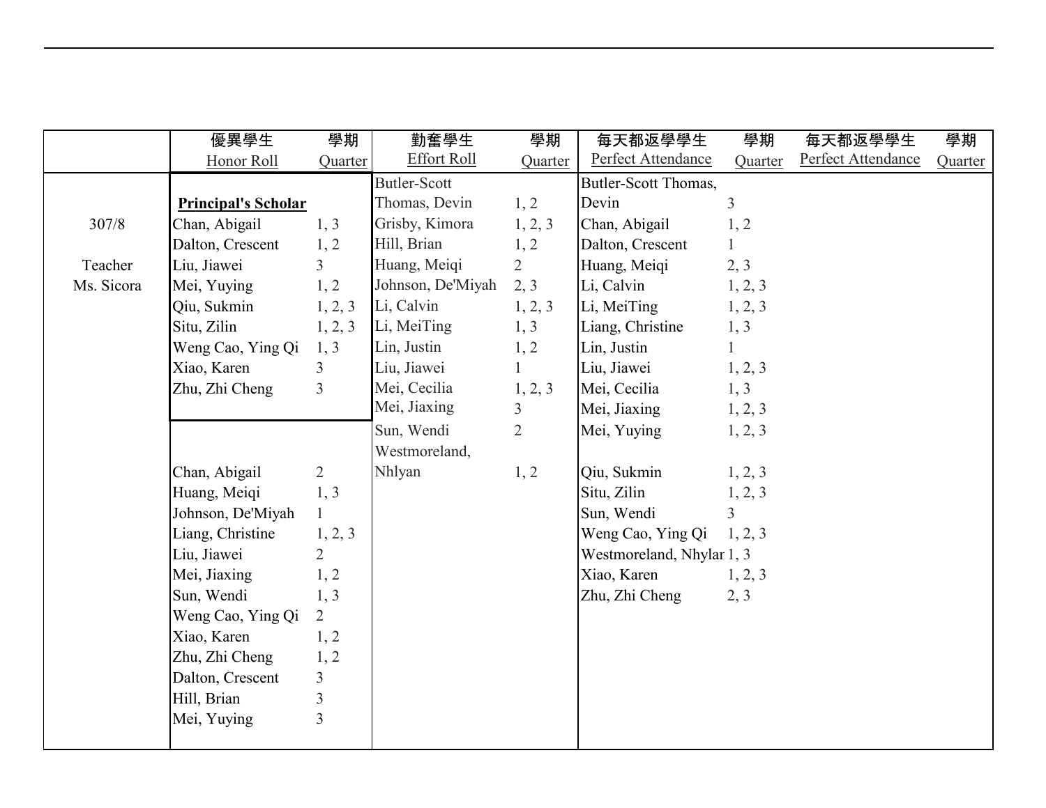| | 優異學生 Honor Roll | 學期 Quarter | 勤奮學生 Effort Roll | 學期 Quarter | 每天都返學學生 Perfect Attendance | 學期 Quarter | 每天都返學學生 Perfect Attendance | 學期 Quarter |
|---|---|---|---|---|---|---|---|---|
| | **Principal's Scholar** | | Butler-Scott Thomas, Devin | 1, 2 | Butler-Scott Thomas, Devin | 3 | | |
| 307/8 | Chan, Abigail | 1, 3 | Grisby, Kimora | 1, 2, 3 | Chan, Abigail | 1, 2 | | |
| | Dalton, Crescent | 1, 2 | Hill, Brian | 1, 2 | Dalton, Crescent | 1 | | |
| Teacher | Liu, Jiawei | 3 | Huang, Meiqi | 2 | Huang, Meiqi | 2, 3 | | |
| Ms. Sicora | Mei, Yuying | 1, 2 | Johnson, De'Miyah | 2, 3 | Li, Calvin | 1, 2, 3 | | |
| | Qiu, Sukmin | 1, 2, 3 | Li, Calvin | 1, 2, 3 | Li, MeiTing | 1, 2, 3 | | |
| | Situ, Zilin | 1, 2, 3 | Li, MeiTing | 1, 3 | Liang, Christine | 1, 3 | | |
| | Weng Cao, Ying Qi | 1, 3 | Lin, Justin | 1, 2 | Lin, Justin | 1 | | |
| | Xiao, Karen | 3 | Liu, Jiawei | 1 | Liu, Jiawei | 1, 2, 3 | | |
| | Zhu, Zhi Cheng | 3 | Mei, Cecilia | 1, 2, 3 | Mei, Cecilia | 1, 3 | | |
| | | | Mei, Jiaxing | 3 | Mei, Jiaxing | 1, 2, 3 | | |
| | | | Sun, Wendi | 2 | Mei, Yuying | 1, 2, 3 | | |
| | Chan, Abigail | 2 | Westmoreland, Nhlyan | 1, 2 | Qiu, Sukmin | 1, 2, 3 | | |
| | Huang, Meiqi | 1, 3 | | | Situ, Zilin | 1, 2, 3 | | |
| | Johnson, De'Miyah | 1 | | | Sun, Wendi | 3 | | |
| | Liang, Christine | 1, 2, 3 | | | Weng Cao, Ying Qi | 1, 2, 3 | | |
| | Liu, Jiawei | 2 | | | Westmoreland, Nhylar | 1, 3 | | |
| | Mei, Jiaxing | 1, 2 | | | Xiao, Karen | 1, 2, 3 | | |
| | Sun, Wendi | 1, 3 | | | Zhu, Zhi Cheng | 2, 3 | | |
| | Weng Cao, Ying Qi | 2 | | | | | | |
| | Xiao, Karen | 1, 2 | | | | | | |
| | Zhu, Zhi Cheng | 1, 2 | | | | | | |
| | Dalton, Crescent | 3 | | | | | | |
| | Hill, Brian | 3 | | | | | | |
| | Mei, Yuying | 3 | | | | | | |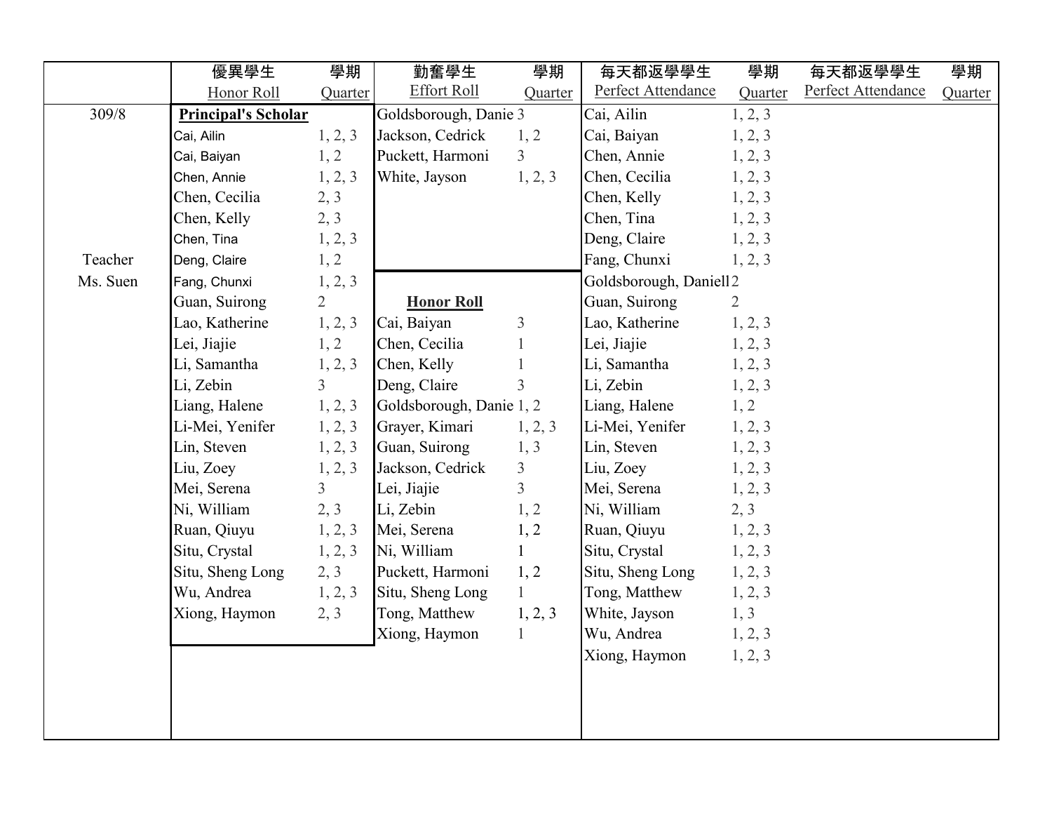| | 優異學生<br>Honor Roll | 學期<br>Quarter | 勤奮學生<br>Effort Roll | 學期<br>Quarter | 每天都返學學生<br>Perfect Attendance | 學期<br>Quarter | 每天都返學學生<br>Perfect Attendance | 學期<br>Quarter |
|---|---|---|---|---|---|---|---|---|
| 309/8 | **Principal's Scholar** | | Goldsborough, Danie | 3 | Cai, Ailin | 1, 2, 3 | | |
| | Cai, Ailin | 1, 2, 3 | Jackson, Cedrick | 1, 2 | Cai, Baiyan | 1, 2, 3 | | |
| | Cai, Baiyan | 1, 2 | Puckett, Harmoni | 3 | Chen, Annie | 1, 2, 3 | | |
| | Chen, Annie | 1, 2, 3 | White, Jayson | 1, 2, 3 | Chen, Cecilia | 1, 2, 3 | | |
| | Chen, Cecilia | 2, 3 | | | Chen, Kelly | 1, 2, 3 | | |
| | Chen, Kelly | 2, 3 | | | Chen, Tina | 1, 2, 3 | | |
| | Chen, Tina | 1, 2, 3 | | | Deng, Claire | 1, 2, 3 | | |
| Teacher | Deng, Claire | 1, 2 | | | Fang, Chunxi | 1, 2, 3 | | |
| Ms. Suen | Fang, Chunxi | 1, 2, 3 | | | Goldsborough, Daniell | 2 | | |
| | Guan, Suirong | 2 | **Honor Roll** | | Guan, Suirong | 2 | | |
| | Lao, Katherine | 1, 2, 3 | Cai, Baiyan | 3 | Lao, Katherine | 1, 2, 3 | | |
| | Lei, Jiajie | 1, 2 | Chen, Cecilia | 1 | Lei, Jiajie | 1, 2, 3 | | |
| | Li, Samantha | 1, 2, 3 | Chen, Kelly | 1 | Li, Samantha | 1, 2, 3 | | |
| | Li, Zebin | 3 | Deng, Claire | 3 | Li, Zebin | 1, 2, 3 | | |
| | Liang, Halene | 1, 2, 3 | Goldsborough, Danie | 1, 2 | Liang, Halene | 1, 2 | | |
| | Li-Mei, Yenifer | 1, 2, 3 | Grayer, Kimari | 1, 2, 3 | Li-Mei, Yenifer | 1, 2, 3 | | |
| | Lin, Steven | 1, 2, 3 | Guan, Suirong | 1, 3 | Lin, Steven | 1, 2, 3 | | |
| | Liu, Zoey | 1, 2, 3 | Jackson, Cedrick | 3 | Liu, Zoey | 1, 2, 3 | | |
| | Mei, Serena | 3 | Lei, Jiajie | 3 | Mei, Serena | 1, 2, 3 | | |
| | Ni, William | 2, 3 | Li, Zebin | 1, 2 | Ni, William | 2, 3 | | |
| | Ruan, Qiuyu | 1, 2, 3 | Mei, Serena | 1, 2 | Ruan, Qiuyu | 1, 2, 3 | | |
| | Situ, Crystal | 1, 2, 3 | Ni, William | 1 | Situ, Crystal | 1, 2, 3 | | |
| | Situ, Sheng Long | 2, 3 | Puckett, Harmoni | 1, 2 | Situ, Sheng Long | 1, 2, 3 | | |
| | Wu, Andrea | 1, 2, 3 | Situ, Sheng Long | 1 | Tong, Matthew | 1, 2, 3 | | |
| | Xiong, Haymon | 2, 3 | Tong, Matthew | 1, 2, 3 | White, Jayson | 1, 3 | | |
| | | | Xiong, Haymon | 1 | Wu, Andrea | 1, 2, 3 | | |
| | | | | | Xiong, Haymon | 1, 2, 3 | | |